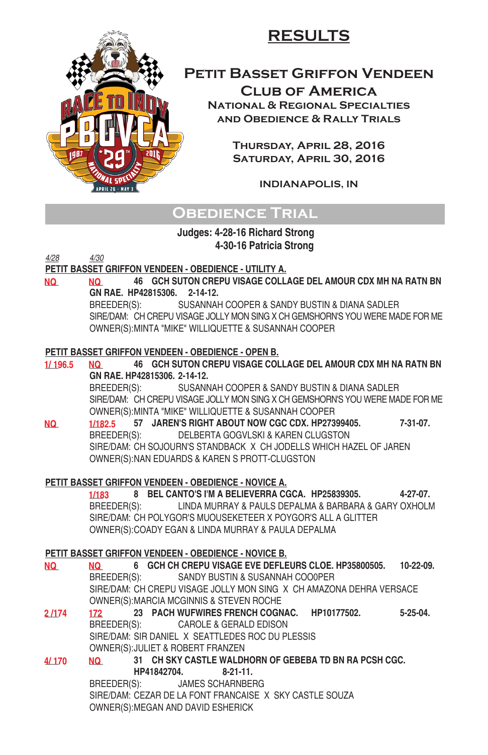# RESULTS

## Petit Basset Griffon Vendeen Club of America

### National & Regional Specialties and Obedience & Rally Trials

**Thursday, April 28, 2016**
**Saturday, April 30, 2016**

**INDIANAPOLIS, IN**

## Obedience Trial

**Judges: 4-28-16 Richard Strong**
**4-30-16 Patricia Strong**

*4/28* *4/30*

**PETIT BASSET GRIFFON VENDEEN - OBEDIENCE - UTILITY A.**

NQ NQ **46 GCH SUTON CREPU VISAGE COLLAGE DEL AMOUR CDX MH NA RATN BN GN RAE. HP42815306. 2-14-12.**
BREEDER(S): SUSANNAH COOPER & SANDY BUSTIN & DIANA SADLER
SIRE/DAM: CH CREPU VISAGE JOLLY MON SING X CH GEMSHORN'S YOU WERE MADE FOR ME
OWNER(S):MINTA "MIKE" WILLIQUETTE & SUSANNAH COOPER

**PETIT BASSET GRIFFON VENDEEN - OBEDIENCE - OPEN B.**

1/ 196.5 NQ **46 GCH SUTON CREPU VISAGE COLLAGE DEL AMOUR CDX MH NA RATN BN GN RAE. HP42815306. 2-14-12.**
BREEDER(S): SUSANNAH COOPER & SANDY BUSTIN & DIANA SADLER
SIRE/DAM: CH CREPU VISAGE JOLLY MON SING X CH GEMSHORN'S YOU WERE MADE FOR ME
OWNER(S):MINTA "MIKE" WILLIQUETTE & SUSANNAH COOPER

NQ 1/182.5 **57 JAREN'S RIGHT ABOUT NOW CGC CDX. HP27399405. 7-31-07.**
BREEDER(S): DELBERTA GOGVLSKI & KAREN CLUGSTON
SIRE/DAM: CH SOJOURN'S STANDBACK X CH JODELLS WHICH HAZEL OF JAREN
OWNER(S):NAN EDUARDS & KAREN S PROTT-CLUGSTON

**PETIT BASSET GRIFFON VENDEEN - OBEDIENCE - NOVICE A.**

1/183 **8 BEL CANTO'S I'M A BELIEVERRA CGCA. HP25839305. 4-27-07.**
BREEDER(S): LINDA MURRAY & PAULS DEPALMA & BARBARA & GARY OXHOLM
SIRE/DAM: CH POLYGOR'S MUOUSEKETEER X POYGOR'S ALL A GLITTER
OWNER(S):COADY EGAN & LINDA MURRAY & PAULA DEPALMA

**PETIT BASSET GRIFFON VENDEEN - OBEDIENCE - NOVICE B.**

NQ NQ **6 GCH CH CREPU VISAGE EVE DEFLEURS CLOE. HP35800505. 10-22-09.**
BREEDER(S): SANDY BUSTIN & SUSANNAH COOOPER
SIRE/DAM: CH CREPU VISAGE JOLLY MON SING X CH AMAZONA DEHRA VERSACE
OWNER(S):MARCIA MCGINNIS & STEVEN ROCHE

2 /174 172 **23 PACH WUFWIRES FRENCH COGNAC. HP10177502. 5-25-04.**
BREEDER(S): CAROLE & GERALD EDISON
SIRE/DAM: SIR DANIEL X SEATTLEDES ROC DU PLESSIS
OWNER(S):JULIET & ROBERT FRANZEN

4/ 170 NQ **31 CH SKY CASTLE WALDHORN OF GEBEBA TD BN RA PCSH CGC. HP41842704. 8-21-11.**
BREEDER(S): JAMES SCHARNBERG
SIRE/DAM: CEZAR DE LA FONT FRANCAISE X SKY CASTLE SOUZA
OWNER(S):MEGAN AND DAVID ESHERICK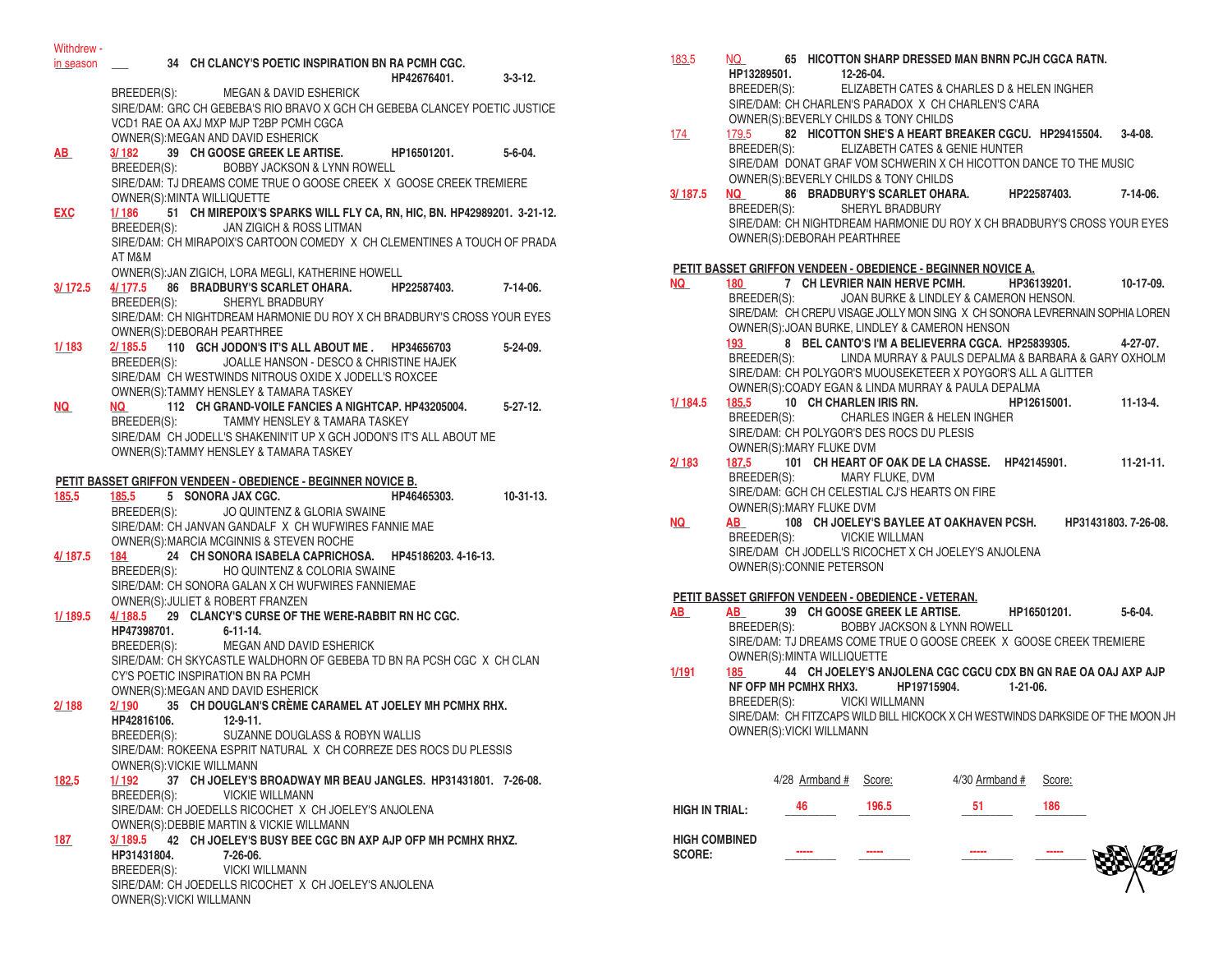Withdrew - in season ___ **34 CH CLANCY'S POETIC INSPIRATION BN RA PCMH CGC. HP42676401. 3-3-12.**
BREEDER(S): MEGAN & DAVID ESHERICK
SIRE/DAM: GRC CH GEBEBA'S RIO BRAVO X GCH CH GEBEBA CLANCEY POETIC JUSTICE VCD1 RAE OA AXJ MXP MJP T2BP PCMH CGCA
OWNER(S):MEGAN AND DAVID ESHERICK

AB 3/ 182 **39 CH GOOSE GREEK LE ARTISE. HP16501201. 5-6-04.**
BREEDER(S): BOBBY JACKSON & LYNN ROWELL
SIRE/DAM: TJ DREAMS COME TRUE O GOOSE CREEK X GOOSE CREEK TREMIERE
OWNER(S):MINTA WILLIQUETTE

EXC 1/ 186 **51 CH MIREPOIX'S SPARKS WILL FLY CA, RN, HIC, BN. HP42989201. 3-21-12.**
BREEDER(S): JAN ZIGICH & ROSS LITMAN
SIRE/DAM: CH MIRAPOIX'S CARTOON COMEDY X CH CLEMENTINES A TOUCH OF PRADA AT M&M
OWNER(S):JAN ZIGICH, LORA MEGLI, KATHERINE HOWELL

3/ 172.5 4/ 177.5 **86 BRADBURY'S SCARLET OHARA. HP22587403. 7-14-06.**
BREEDER(S): SHERYL BRADBURY
SIRE/DAM: CH NIGHTDREAM HARMONIE DU ROY X CH BRADBURY'S CROSS YOUR EYES
OWNER(S):DEBORAH PEARTHREE

1/ 183 2/ 185.5 **110 GCH JODON'S IT'S ALL ABOUT ME . HP34656703 5-24-09.**
BREEDER(S): JOALLE HANSON - DESCO & CHRISTINE HAJEK
SIRE/DAM CH WESTWINDS NITROUS OXIDE X JODELL'S ROXCEE
OWNER(S):TAMMY HENSLEY & TAMARA TASKEY

NQ NQ **112 CH GRAND-VOILE FANCIES A NIGHTCAP. HP43205004. 5-27-12.**
BREEDER(S): TAMMY HENSLEY & TAMARA TASKEY
SIRE/DAM CH JODELL'S SHAKENIN'IT UP X GCH JODON'S IT'S ALL ABOUT ME
OWNER(S):TAMMY HENSLEY & TAMARA TASKEY

## PETIT BASSET GRIFFON VENDEEN - OBEDIENCE - BEGINNER NOVICE B.

185.5 185.5 **5 SONORA JAX CGC. HP46465303. 10-31-13.**
BREEDER(S): JO QUINTENZ & GLORIA SWAINE
SIRE/DAM: CH JANVAN GANDALF X CH WUFWIRES FANNIE MAE
OWNER(S):MARCIA MCGINNIS & STEVEN ROCHE

4/ 187.5 184 **24 CH SONORA ISABELA CAPRICHOSA. HP45186203. 4-16-13.**
BREEDER(S): HO QUINTENZ & COLORIA SWAINE
SIRE/DAM: CH SONORA GALAN X CH WUFWIRES FANNIEMAE
OWNER(S):JULIET & ROBERT FRANZEN

1/ 189.5 4/ 188.5 **29 CLANCY'S CURSE OF THE WERE-RABBIT RN HC CGC. HP47398701. 6-11-14.**
BREEDER(S): MEGAN AND DAVID ESHERICK
SIRE/DAM: CH SKYCASTLE WALDHORN OF GEBEBA TD BN RA PCSH CGC X CH CLANCY'S POETIC INSPIRATION BN RA PCMH
OWNER(S):MEGAN AND DAVID ESHERICK

2/ 188 2/ 190 **35 CH DOUGLAN'S CRÈME CARAMEL AT JOELEY MH PCMHX RHX. HP42816106. 12-9-11.**
BREEDER(S): SUZANNE DOUGLASS & ROBYN WALLIS
SIRE/DAM: ROKEENA ESPRIT NATURAL X CH CORREZE DES ROCS DU PLESSIS
OWNER(S):VICKI WILLMANN

182.5 1/ 192 **37 CH JOELEY'S BROADWAY MR BEAU JANGLES. HP31431801. 7-26-08.**
BREEDER(S): VICKIE WILLMANN
SIRE/DAM: CH JOEDELLS RICOCHET X CH JOELEY'S ANJOLENA
OWNER(S):DEBBIE MARTIN & VICKIE WILLMANN

187 3/ 189.5 **42 CH JOELEY'S BUSY BEE CGC BN AXP AJP OFP MH PCMHX RHXZ. HP31431804. 7-26-06.**
BREEDER(S): VICKI WILLMANN
SIRE/DAM: CH JOEDELLS RICOCHET X CH JOELEY'S ANJOLENA
OWNER(S):VICKI WILLMANN

183.5 NQ **65 HICOTTON SHARP DRESSED MAN BNRN PCJH CGCA RATN. HP13289501. 12-26-04.**
BREEDER(S): ELIZABETH CATES & CHARLES D & HELEN INGHER
SIRE/DAM: CH CHARLEN'S PARADOX X CH CHARLEN'S C'ARA
OWNER(S):BEVERLY CHILDS & TONY CHILDS

174 179.5 **82 HICOTTON SHE'S A HEART BREAKER CGCU. HP29415504. 3-4-08.**
BREEDER(S): ELIZABETH CATES & GENIE HUNTER
SIRE/DAM DONAT GRAF VOM SCHWERIN X CH HICOTTON DANCE TO THE MUSIC
OWNER(S):BEVERLY CHILDS & TONY CHILDS

3/ 187.5 NQ **86 BRADBURY'S SCARLET OHARA. HP22587403. 7-14-06.**
BREEDER(S): SHERYL BRADBURY
SIRE/DAM: CH NIGHTDREAM HARMONIE DU ROY X CH BRADBURY'S CROSS YOUR EYES
OWNER(S):DEBORAH PEARTHREE

## PETIT BASSET GRIFFON VENDEEN - OBEDIENCE - BEGINNER NOVICE A.

NQ 180 **7 CH LEVRIER NAIN HERVE PCMH. HP36139201. 10-17-09.**
BREEDER(S): JOAN BURKE & LINDLEY & CAMERON HENSON.
SIRE/DAM: CH CREPU VISAGE JOLLY MON SING X CH SONORA LEVRERNAIN SOPHIA LOREN
OWNER(S):JOAN BURKE, LINDLEY & CAMERON HENSON

193 **8 BEL CANTO'S I'M A BELIEVERRA CGCA. HP25839305. 4-27-07.**
BREEDER(S): LINDA MURRAY & PAULS DEPALMA & BARBARA & GARY OXHOLM
SIRE/DAM: CH POLYGOR'S MUOUSEKETEER X POYGOR'S ALL A GLITTER
OWNER(S):COADY EGAN & LINDA MURRAY & PAULA DEPALMA

1/ 184.5 185.5 **10 CH CHARLEN IRIS RN. HP12615001. 11-13-4.**
BREEDER(S): CHARLES INGER & HELEN INGHER
SIRE/DAM: CH POLYGOR'S DES ROCS DU PLESIS
OWNER(S):MARY FLUKE DVM

2/ 183 187.5 **101 CH HEART OF OAK DE LA CHASSE. HP42145901. 11-21-11.**
BREEDER(S): MARY FLUKE, DVM
SIRE/DAM: GCH CH CELESTIAL CJ'S HEARTS ON FIRE
OWNER(S):MARY FLUKE DVM

NQ AB **108 CH JOELEY'S BAYLEE AT OAKHAVEN PCSH. HP31431803. 7-26-08.**
BREEDER(S): VICKIE WILLMAN
SIRE/DAM CH JODELL'S RICOCHET X CH JOELEY'S ANJOLENA
OWNER(S):CONNIE PETERSON

## PETIT BASSET GRIFFON VENDEEN - OBEDIENCE - VETERAN.

AB AB **39 CH GOOSE GREEK LE ARTISE. HP16501201. 5-6-04.**
BREEDER(S): BOBBY JACKSON & LYNN ROWELL
SIRE/DAM: TJ DREAMS COME TRUE O GOOSE CREEK X GOOSE CREEK TREMIERE
OWNER(S):MINTA WILLIQUETTE

1/191 185 **44 CH JOELEY'S ANJOLENA CGC CGCU CDX BN GN RAE OA OAJ AXP AJP NF OFP MH PCMHX RHX3. HP19715904. 1-21-06.**
BREEDER(S): VICKI WILLMANN
SIRE/DAM: CH FITZCAPS WILD BILL HICKOCK X CH WESTWINDS DARKSIDE OF THE MOON JH
OWNER(S):VICKI WILLMANN

| | 4/28 Armband # | Score: | 4/30 Armband # | Score: |
|---|---|---|---|---|
| **HIGH IN TRIAL:** | 46 | 196.5 | 51 | 186 |
| **HIGH COMBINED SCORE:** | ----- | ----- | ----- | ----- |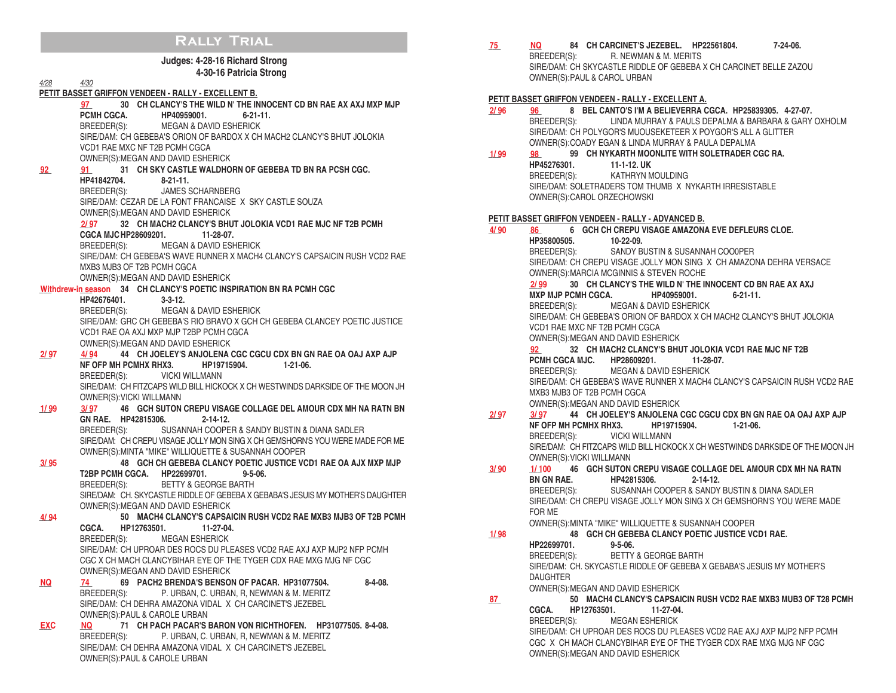# Rally Trial

**Judges: 4-28-16 Richard Strong**
**4-30-16 Patricia Strong**

*4/28* *4/30*

**PETIT BASSET GRIFFON VENDEEN - RALLY - EXCELLENT B.**

97 **30 CH CLANCY'S THE WILD N' THE INNOCENT CD BN RAE AX AXJ MXP MJP PCMH CGCA. HP40959001. 6-21-11.**
BREEDER(S): MEGAN & DAVID ESHERICK
SIRE/DAM: CH GEBEBA'S ORION OF BARDOX X CH MACH2 CLANCY'S BHUT JOLOKIA VCD1 RAE MXC NF T2B PCMH CGCA
OWNER(S):MEGAN AND DAVID ESHERICK

92 91 **31 CH SKY CASTLE WALDHORN OF GEBEBA TD BN RA PCSH CGC. HP41842704. 8-21-11.**
BREEDER(S): JAMES SCHARNBERG
SIRE/DAM: CEZAR DE LA FONT FRANCAISE X SKY CASTLE SOUZA
OWNER(S):MEGAN AND DAVID ESHERICK

2/ 97 **32 CH MACH2 CLANCY'S BHUT JOLOKIA VCD1 RAE MJC NF T2B PCMH CGCA MJC HP28609201. 11-28-07.**
BREEDER(S): MEGAN & DAVID ESHERICK
SIRE/DAM: CH GEBEBA'S WAVE RUNNER X MACH4 CLANCY'S CAPSAICIN RUSH VCD2 RAE MXB3 MJB3 OF T2B PCMH CGCA
OWNER(S):MEGAN AND DAVID ESHERICK

Withdrew-in season **34 CH CLANCY'S POETIC INSPIRATION BN RA PCMH CGC HP42676401. 3-3-12.**
BREEDER(S): MEGAN & DAVID ESHERICK
SIRE/DAM: GRC CH GEBEBA'S RIO BRAVO X GCH CH GEBEBA CLANCEY POETIC JUSTICE VCD1 RAE OA AXJ MXP MJP T2BP PCMH CGCA
OWNER(S):MEGAN AND DAVID ESHERICK

2/ 97 4/ 94 **44 CH JOELEY'S ANJOLENA CGC CGCU CDX BN GN RAE OA OAJ AXP AJP NF OFP MH PCMHX RHX3. HP19715904. 1-21-06.**
BREEDER(S): VICKI WILLMANN
SIRE/DAM: CH FITZCAPS WILD BILL HICKOCK X CH WESTWINDS DARKSIDE OF THE MOON JH
OWNER(S):VICKI WILLMANN

1/ 99 3/ 97 **46 GCH SUTON CREPU VISAGE COLLAGE DEL AMOUR CDX MH NA RATN BN GN RAE. HP42815306. 2-14-12.**
BREEDER(S): SUSANNAH COOPER & SANDY BUSTIN & DIANA SADLER
SIRE/DAM: CH CREPU VISAGE JOLLY MON SING X CH GEMSHORN'S YOU WERE MADE FOR ME
OWNER(S):MINTA "MIKE" WILLIQUETTE & SUSANNAH COOPER

3/ 95 **48 GCH CH GEBEBA CLANCY POETIC JUSTICE VCD1 RAE OA AJX MXP MJP T2BP PCMH CGCA. HP22699701. 9-5-06.**
BREEDER(S): BETTY & GEORGE BARTH
SIRE/DAM: CH. SKYCASTLE RIDDLE OF GEBEBA X GEBABA'S JESUIS MY MOTHER'S DAUGHTER
OWNER(S):MEGAN AND DAVID ESHERICK

4/ 94 **50 MACH4 CLANCY'S CAPSAICIN RUSH VCD2 RAE MXB3 MJB3 OF T2B PCMH CGCA. HP12763501. 11-27-04.**
BREEDER(S): MEGAN ESHERICK
SIRE/DAM: CH UPROAR DES ROCS DU PLEASES VCD2 RAE AXJ AXP MJP2 NFP PCMH CGC X CH MACH CLANCYBIHAR EYE OF THE TYGER CDX RAE MXG MJG NF CGC
OWNER(S):MEGAN AND DAVID ESHERICK

NQ 74 **69 PACH2 BRENDA'S BENSON OF PACAR. HP31077504. 8-4-08.**
BREEDER(S): P. URBAN, C. URBAN, R, NEWMAN & M. MERITZ
SIRE/DAM: CH DEHRA AMAZONA VIDAL X CH CARCINET'S JEZEBEL
OWNER(S):PAUL & CAROLE URBAN

EXC NQ **71 CH PACH PACAR'S BARON VON RICHTHOFEN. HP31077505. 8-4-08.**
BREEDER(S): P. URBAN, C. URBAN, R, NEWMAN & M. MERITZ
SIRE/DAM: CH DEHRA AMAZONA VIDAL X CH CARCINET'S JEZEBEL
OWNER(S):PAUL & CAROLE URBAN

75 NQ **84 CH CARCINET'S JEZEBEL. HP22561804. 7-24-06.**
BREEDER(S): R. NEWMAN & M. MERITS
SIRE/DAM: CH SKYCASTLE RIDDLE OF GEBEBA X CH CARCINET BELLE ZAZOU
OWNER(S):PAUL & CAROL URBAN

**PETIT BASSET GRIFFON VENDEEN - RALLY - EXCELLENT A.**

2/ 96 96 **8 BEL CANTO'S I'M A BELIEVERRA CGCA. HP25839305. 4-27-07.**
BREEDER(S): LINDA MURRAY & PAULS DEPALMA & BARBARA & GARY OXHOLM
SIRE/DAM: CH POLYGOR'S MUOUSEKETEER X POYGOR'S ALL A GLITTER
OWNER(S):COADY EGAN & LINDA MURRAY & PAULA DEPALMA

1/ 99 98 **99 CH NYKARTH MOONLITE WITH SOLETRADER CGC RA. HP45276301. 11-1-12. UK**
BREEDER(S): KATHRYN MOULDING
SIRE/DAM: SOLETRADERS TOM THUMB X NYKARTH IRRESISTABLE
OWNER(S):CAROL ORZECHOWSKI

**PETIT BASSET GRIFFON VENDEEN - RALLY - ADVANCED B.**

4/ 90 86 **6 GCH CH CREPU VISAGE AMAZONA EVE DEFLEURS CLOE. HP35800505. 10-22-09.**
BREEDER(S): SANDY BUSTIN & SUSANNAH COO0PER
SIRE/DAM: CH CREPU VISAGE JOLLY MON SING X CH AMAZONA DEHRA VERSACE
OWNER(S):MARCIA MCGINNIS & STEVEN ROCHE

2/ 99 **30 CH CLANCY'S THE WILD N' THE INNOCENT CD BN RAE AX AXJ MXP MJP PCMH CGCA. HP40959001. 6-21-11.**
BREEDER(S): MEGAN & DAVID ESHERICK
SIRE/DAM: CH GEBEBA'S ORION OF BARDOX X CH MACH2 CLANCY'S BHUT JOLOKIA VCD1 RAE MXC NF T2B PCMH CGCA
OWNER(S):MEGAN AND DAVID ESHERICK

92 **32 CH MACH2 CLANCY'S BHUT JOLOKIA VCD1 RAE MJC NF T2B PCMH CGCA MJC. HP28609201. 11-28-07.**
BREEDER(S): MEGAN & DAVID ESHERICK
SIRE/DAM: CH GEBEBA'S WAVE RUNNER X MACH4 CLANCY'S CAPSAICIN RUSH VCD2 RAE MXB3 MJB3 OF T2B PCMH CGCA
OWNER(S):MEGAN AND DAVID ESHERICK

2/ 97 3/ 97 **44 CH JOELEY'S ANJOLENA CGC CGCU CDX BN GN RAE OA OAJ AXP AJP NF OFP MH PCMHX RHX3. HP19715904. 1-21-06.**
BREEDER(S): VICKI WILLMANN
SIRE/DAM: CH FITZCAPS WILD BILL HICKOCK X CH WESTWINDS DARKSIDE OF THE MOON JH
OWNER(S):VICKI WILLMANN

3/ 90 1/ 100 **46 GCH SUTON CREPU VISAGE COLLAGE DEL AMOUR CDX MH NA RATN BN GN RAE. HP42815306. 2-14-12.**
BREEDER(S): SUSANNAH COOPER & SANDY BUSTIN & DIANA SADLER
SIRE/DAM: CH CREPU VISAGE JOLLY MON SING X CH GEMSHORN'S YOU WERE MADE FOR ME
OWNER(S):MINTA "MIKE" WILLIQUETTE & SUSANNAH COOPER

1/ 98 **48 GCH CH GEBEBA CLANCY POETIC JUSTICE VCD1 RAE. HP22699701. 9-5-06.**
BREEDER(S): BETTY & GEORGE BARTH
SIRE/DAM: CH. SKYCASTLE RIDDLE OF GEBEBA X GEBABA'S JESUIS MY MOTHER'S DAUGHTER
OWNER(S):MEGAN AND DAVID ESHERICK

87 **50 MACH4 CLANCY'S CAPSAICIN RUSH VCD2 RAE MXB3 MUB3 OF T28 PCMH CGCA. HP12763501. 11-27-04.**
BREEDER(S): MEGAN ESHERICK
SIRE/DAM: CH UPROAR DES ROCS DU PLEASES VCD2 RAE AXJ AXP MJP2 NFP PCMH CGC X CH MACH CLANCYBIHAR EYE OF THE TYGER CDX RAE MXG MJG NF CGC
OWNER(S):MEGAN AND DAVID ESHERICK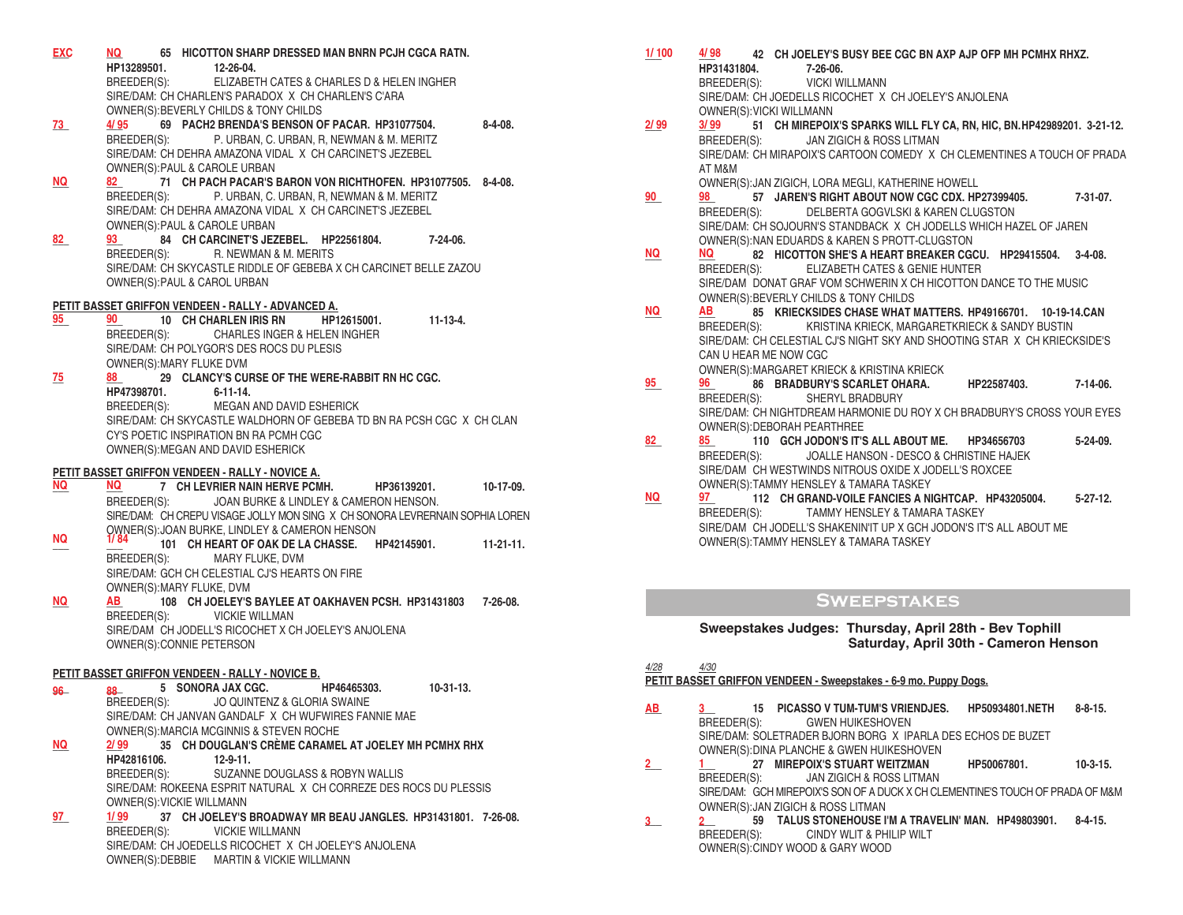**EXC** **NQ** **65 HICOTTON SHARP DRESSED MAN BNRN PCJH CGCA RATN.**
**HP13289501. 12-26-04.**
BREEDER(S): ELIZABETH CATES & CHARLES D & HELEN INGHER
SIRE/DAM: CH CHARLEN'S PARADOX X CH CHARLEN'S C'ARA
OWNER(S):BEVERLY CHILDS & TONY CHILDS

**73** **4/ 95** **69 PACH2 BRENDA'S BENSON OF PACAR. HP31077504. 8-4-08.**
BREEDER(S): P. URBAN, C. URBAN, R, NEWMAN & M. MERITZ
SIRE/DAM: CH DEHRA AMAZONA VIDAL X CH CARCINET'S JEZEBEL
OWNER(S):PAUL & CAROLE URBAN

**NQ** **82** **71 CH PACH PACAR'S BARON VON RICHTHOFEN. HP31077505. 8-4-08.**
BREEDER(S): P. URBAN, C. URBAN, R, NEWMAN & M. MERITZ
SIRE/DAM: CH DEHRA AMAZONA VIDAL X CH CARCINET'S JEZEBEL
OWNER(S):PAUL & CAROLE URBAN

**82** **93** **84 CH CARCINET'S JEZEBEL. HP22561804. 7-24-06.**
BREEDER(S): R. NEWMAN & M. MERITS
SIRE/DAM: CH SKYCASTLE RIDDLE OF GEBEBA X CH CARCINET BELLE ZAZOU
OWNER(S):PAUL & CAROL URBAN

**PETIT BASSET GRIFFON VENDEEN - RALLY - ADVANCED A.**

**95** **90** **10 CH CHARLEN IRIS RN HP12615001. 11-13-4.**
BREEDER(S): CHARLES INGER & HELEN INGHER
SIRE/DAM: CH POLYGOR'S DES ROCS DU PLESIS
OWNER(S):MARY FLUKE DVM

**75** **88** **29 CLANCY'S CURSE OF THE WERE-RABBIT RN HC CGC.**
**HP47398701. 6-11-14.**
BREEDER(S): MEGAN AND DAVID ESHERICK
SIRE/DAM: CH SKYCASTLE WALDHORN OF GEBEBA TD BN RA PCSH CGC X CH CLAN CY'S POETIC INSPIRATION BN RA PCMH CGC
OWNER(S):MEGAN AND DAVID ESHERICK

**PETIT BASSET GRIFFON VENDEEN - RALLY - NOVICE A.**

**NQ** **NQ** **7 CH LEVRIER NAIN HERVE PCMH. HP36139201. 10-17-09.**
BREEDER(S): JOAN BURKE & LINDLEY & CAMERON HENSON.
SIRE/DAM: CH CREPU VISAGE JOLLY MON SING X CH SONORA LEVRERNAIN SOPHIA LOREN
OWNER(S):JOAN BURKE, LINDLEY & CAMERON HENSON

**NQ** **1/ 84** **101 CH HEART OF OAK DE LA CHASSE. HP42145901. 11-21-11.**
BREEDER(S): MARY FLUKE, DVM
SIRE/DAM: GCH CH CELESTIAL CJ'S HEARTS ON FIRE
OWNER(S):MARY FLUKE, DVM

**NQ** **AB** **108 CH JOELEY'S BAYLEE AT OAKHAVEN PCSH. HP31431803 7-26-08.**
BREEDER(S): VICKIE WILLMAN
SIRE/DAM CH JODELL'S RICOCHET X CH JOELEY'S ANJOLENA
OWNER(S):CONNIE PETERSON

**PETIT BASSET GRIFFON VENDEEN - RALLY - NOVICE B.**

**~~96~~** **88** **5 SONORA JAX CGC. HP46465303. 10-31-13.**
BREEDER(S): JO QUINTENZ & GLORIA SWAINE
SIRE/DAM: CH JANVAN GANDALF X CH WUFWIRES FANNIE MAE
OWNER(S):MARCIA MCGINNIS & STEVEN ROCHE

**NQ** **2/ 99** **35 CH DOUGLAN'S CRÈME CARAMEL AT JOELEY MH PCMHX RHX**
**HP42816106. 12-9-11.**
BREEDER(S): SUZANNE DOUGLASS & ROBYN WALLIS
SIRE/DAM: ROKEENA ESPRIT NATURAL X CH CORREZE DES ROCS DU PLESSIS
OWNER(S):VICKIE WILLMANN

**97** **1/ 99** **37 CH JOELEY'S BROADWAY MR BEAU JANGLES. HP31431801. 7-26-08.**
BREEDER(S): VICKIE WILLMANN
SIRE/DAM: CH JOEDELLS RICOCHET X CH JOELEY'S ANJOLENA
OWNER(S):DEBBIE MARTIN & VICKIE WILLMANN

**1/ 100** **4/ 98** **42 CH JOELEY'S BUSY BEE CGC BN AXP AJP OFP MH PCMHX RHXZ.**
**HP31431804. 7-26-06.**
BREEDER(S): VICKI WILLMANN
SIRE/DAM: CH JOEDELLS RICOCHET X CH JOELEY'S ANJOLENA
OWNER(S):VICKI WILLMANN

**2/ 99** **3/ 99** **51 CH MIREPOIX'S SPARKS WILL FLY CA, RN, HIC, BN.HP42989201. 3-21-12.**
BREEDER(S): JAN ZIGICH & ROSS LITMAN
SIRE/DAM: CH MIRAPOIX'S CARTOON COMEDY X CH CLEMENTINES A TOUCH OF PRADA AT M&M
OWNER(S):JAN ZIGICH, LORA MEGLI, KATHERINE HOWELL

**90** **98** **57 JAREN'S RIGHT ABOUT NOW CGC CDX. HP27399405. 7-31-07.**
BREEDER(S): DELBERTA GOGVLSKI & KAREN CLUGSTON
SIRE/DAM: CH SOJOURN'S STANDBACK X CH JODELLS WHICH HAZEL OF JAREN
OWNER(S):NAN EDUARDS & KAREN S PROTT-CLUGSTON

**NQ** **NQ** **82 HICOTTON SHE'S A HEART BREAKER CGCU. HP29415504. 3-4-08.**
BREEDER(S): ELIZABETH CATES & GENIE HUNTER
SIRE/DAM DONAT GRAF VOM SCHWERIN X CH HICOTTON DANCE TO THE MUSIC
OWNER(S):BEVERLY CHILDS & TONY CHILDS

**NQ** **AB** **85 KRIECKSIDES CHASE WHAT MATTERS. HP49166701. 10-19-14.CAN**
BREEDER(S): KRISTINA KRIECK, MARGARETKRIECK & SANDY BUSTIN
SIRE/DAM: CH CELESTIAL CJ'S NIGHT SKY AND SHOOTING STAR X CH KRIECKSIDE'S CAN U HEAR ME NOW CGC
OWNER(S):MARGARET KRIECK & KRISTINA KRIECK

**95** **96** **86 BRADBURY'S SCARLET OHARA. HP22587403. 7-14-06.**
BREEDER(S): SHERYL BRADBURY
SIRE/DAM: CH NIGHTDREAM HARMONIE DU ROY X CH BRADBURY'S CROSS YOUR EYES
OWNER(S):DEBORAH PEARTHREE

**82** **85** **110 GCH JODON'S IT'S ALL ABOUT ME. HP34656703 5-24-09.**
BREEDER(S): JOALLE HANSON - DESCO & CHRISTINE HAJEK
SIRE/DAM CH WESTWINDS NITROUS OXIDE X JODELL'S ROXCEE
OWNER(S):TAMMY HENSLEY & TAMARA TASKEY

**NQ** **97** **112 CH GRAND-VOILE FANCIES A NIGHTCAP. HP43205004. 5-27-12.**
BREEDER(S): TAMMY HENSLEY & TAMARA TASKEY
SIRE/DAM CH JODELL'S SHAKENIN'IT UP X GCH JODON'S IT'S ALL ABOUT ME
OWNER(S):TAMMY HENSLEY & TAMARA TASKEY

## Sweepstakes

**Sweepstakes Judges: Thursday, April 28th - Bev Tophill**
**Saturday, April 30th - Cameron Henson**

*4/28* *4/30*

**PETIT BASSET GRIFFON VENDEEN - Sweepstakes - 6-9 mo. Puppy Dogs.**

**AB** **3** **15 PICASSO V TUM-TUM'S VRIENDJES. HP50934801.NETH 8-8-15.**
BREEDER(S): GWEN HUIKESHOVEN
SIRE/DAM: SOLETRADER BJORN BORG X IPARLA DES ECHOS DE BUZET
OWNER(S):DINA PLANCHE & GWEN HUIKESHOVEN

**2** **1** **27 MIREPOIX'S STUART WEITZMAN HP50067801. 10-3-15.**
BREEDER(S): JAN ZIGICH & ROSS LITMAN
SIRE/DAM: GCH MIREPOIX'S SON OF A DUCK X CH CLEMENTINE'S TOUCH OF PRADA OF M&M
OWNER(S):JAN ZIGICH & ROSS LITMAN

**3** **2** **59 TALUS STONEHOUSE I'M A TRAVELIN' MAN. HP49803901. 8-4-15.**
BREEDER(S): CINDY WLIT & PHILIP WILT
OWNER(S):CINDY WOOD & GARY WOOD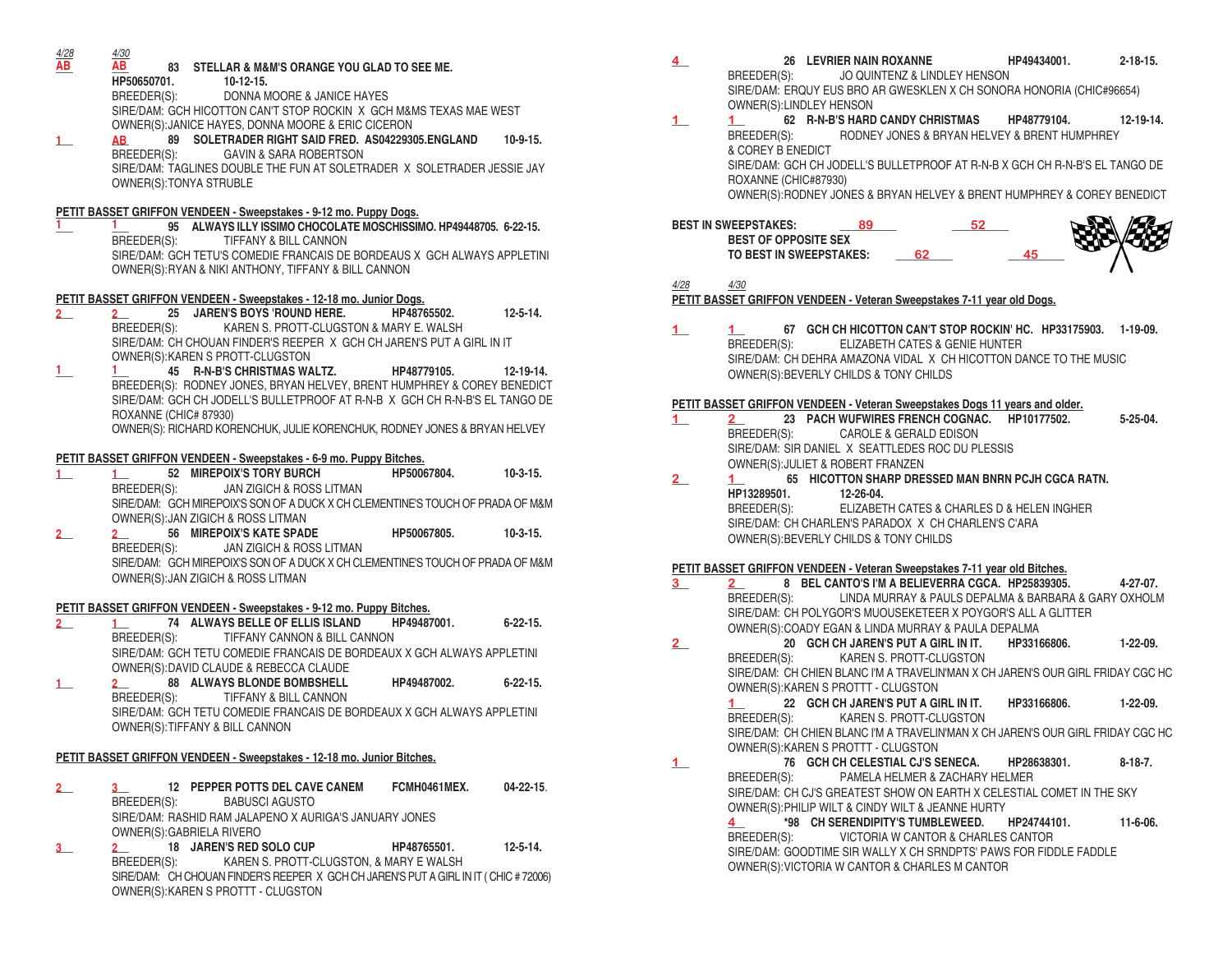*4/28* *4/30*

AB AB **83 STELLAR & M&M'S ORANGE YOU GLAD TO SEE ME. HP50650701. 10-12-15.**
BREEDER(S): DONNA MOORE & JANICE HAYES
SIRE/DAM: GCH HICOTTON CAN'T STOP ROCKIN X GCH M&MS TEXAS MAE WEST
OWNER(S):JANICE HAYES, DONNA MOORE & ERIC CICERON

1 AB **89 SOLETRADER RIGHT SAID FRED. AS04229305.ENGLAND 10-9-15.**
BREEDER(S): GAVIN & SARA ROBERTSON
SIRE/DAM: TAGLINES DOUBLE THE FUN AT SOLETRADER X SOLETRADER JESSIE JAY
OWNER(S):TONYA STRUBLE

**PETIT BASSET GRIFFON VENDEEN - Sweepstakes - 9-12 mo. Puppy Dogs.**

1 1 **95 ALWAYS ILLY ISSIMO CHOCOLATE MOSCHISSIMO. HP49448705. 6-22-15.**
BREEDER(S): TIFFANY & BILL CANNON
SIRE/DAM: GCH TETU'S COMEDIE FRANCAIS DE BORDEAUS X GCH ALWAYS APPLETINI
OWNER(S):RYAN & NIKI ANTHONY, TIFFANY & BILL CANNON

**PETIT BASSET GRIFFON VENDEEN - Sweepstakes - 12-18 mo. Junior Dogs.**

2 2 **25 JAREN'S BOYS 'ROUND HERE. HP48765502. 12-5-14.**
BREEDER(S): KAREN S. PROTT-CLUGSTON & MARY E. WALSH
SIRE/DAM: CH CHOUAN FINDER'S REEPER X GCH CH JAREN'S PUT A GIRL IN IT
OWNER(S):KAREN S PROTT-CLUGSTON

1 1 **45 R-N-B'S CHRISTMAS WALTZ. HP48779105. 12-19-14.**
BREEDER(S): RODNEY JONES, BRYAN HELVEY, BRENT HUMPHREY & COREY BENEDICT
SIRE/DAM: GCH CH JODELL'S BULLETPROOF AT R-N-B X GCH CH R-N-B'S EL TANGO DE ROXANNE (CHIC# 87930)
OWNER(S): RICHARD KORENCHUK, JULIE KORENCHUK, RODNEY JONES & BRYAN HELVEY

**PETIT BASSET GRIFFON VENDEEN - Sweepstakes - 6-9 mo. Puppy Bitches.**

1 1 **52 MIREPOIX'S TORY BURCH HP50067804. 10-3-15.**
BREEDER(S): JAN ZIGICH & ROSS LITMAN
SIRE/DAM: GCH MIREPOIX'S SON OF A DUCK X CH CLEMENTINE'S TOUCH OF PRADA OF M&M
OWNER(S):JAN ZIGICH & ROSS LITMAN

2 2 **56 MIREPOIX'S KATE SPADE HP50067805. 10-3-15.**
BREEDER(S): JAN ZIGICH & ROSS LITMAN
SIRE/DAM: GCH MIREPOIX'S SON OF A DUCK X CH CLEMENTINE'S TOUCH OF PRADA OF M&M
OWNER(S):JAN ZIGICH & ROSS LITMAN

**PETIT BASSET GRIFFON VENDEEN - Sweepstakes - 9-12 mo. Puppy Bitches.**

2 1 **74 ALWAYS BELLE OF ELLIS ISLAND HP49487001. 6-22-15.**
BREEDER(S): TIFFANY CANNON & BILL CANNON
SIRE/DAM: GCH TETU COMEDIE FRANCAIS DE BORDEAUX X GCH ALWAYS APPLETINI
OWNER(S):DAVID CLAUDE & REBECCA CLAUDE

1 2 **88 ALWAYS BLONDE BOMBSHELL HP49487002. 6-22-15.**
BREEDER(S): TIFFANY & BILL CANNON
SIRE/DAM: GCH TETU COMEDIE FRANCAIS DE BORDEAUX X GCH ALWAYS APPLETINI
OWNER(S):TIFFANY & BILL CANNON

**PETIT BASSET GRIFFON VENDEEN - Sweepstakes - 12-18 mo. Junior Bitches.**

2 3 **12 PEPPER POTTS DEL CAVE CANEM FCMH0461MEX. 04-22-15.**
BREEDER(S): BABUSCI AGUSTO
SIRE/DAM: RASHID RAM JALAPENO X AURIGA'S JANUARY JONES
OWNER(S):GABRIELA RIVERO

3 2 **18 JAREN'S RED SOLO CUP HP48765501. 12-5-14.**
BREEDER(S): KAREN S. PROTT-CLUGSTON, & MARY E WALSH
SIRE/DAM: CH CHOUAN FINDER'S REEPER X GCH CH JAREN'S PUT A GIRL IN IT ( CHIC # 72006)
OWNER(S):KAREN S PROTTT - CLUGSTON

4 **26 LEVRIER NAIN ROXANNE HP49434001. 2-18-15.**
BREEDER(S): JO QUINTENZ & LINDLEY HENSON
SIRE/DAM: ERQUY EUS BRO AR GWESKLEN X CH SONORA HONORIA (CHIC#96654)
OWNER(S):LINDLEY HENSON

1 1 **62 R-N-B'S HARD CANDY CHRISTMAS HP48779104. 12-19-14.**
BREEDER(S): RODNEY JONES & BRYAN HELVEY & BRENT HUMPHREY & COREY B ENEDICT
SIRE/DAM: GCH CH JODELL'S BULLETPROOF AT R-N-B X GCH CH R-N-B'S EL TANGO DE ROXANNE (CHIC#87930)
OWNER(S):RODNEY JONES & BRYAN HELVEY & BRENT HUMPHREY & COREY BENEDICT

**BEST IN SWEEPSTAKES:** 89 52
**BEST OF OPPOSITE SEX TO BEST IN SWEEPSTAKES:** 62 45

*4/28* *4/30*

**PETIT BASSET GRIFFON VENDEEN - Veteran Sweepstakes 7-11 year old Dogs.**

1 1 **67 GCH CH HICOTTON CAN'T STOP ROCKIN' HC. HP33175903. 1-19-09.**
BREEDER(S): ELIZABETH CATES & GENIE HUNTER
SIRE/DAM: CH DEHRA AMAZONA VIDAL X CH HICOTTON DANCE TO THE MUSIC
OWNER(S):BEVERLY CHILDS & TONY CHILDS

**PETIT BASSET GRIFFON VENDEEN - Veteran Sweepstakes Dogs 11 years and older.**

1 2 **23 PACH WUFWIRES FRENCH COGNAC. HP10177502. 5-25-04.**
BREEDER(S): CAROLE & GERALD EDISON
SIRE/DAM: SIR DANIEL X SEATTLEDES ROC DU PLESSIS
OWNER(S):JULIET & ROBERT FRANZEN

2 1 **65 HICOTTON SHARP DRESSED MAN BNRN PCJH CGCA RATN. HP13289501. 12-26-04.**
BREEDER(S): ELIZABETH CATES & CHARLES D & HELEN INGHER
SIRE/DAM: CH CHARLEN'S PARADOX X CH CHARLEN'S C'ARA
OWNER(S):BEVERLY CHILDS & TONY CHILDS

**PETIT BASSET GRIFFON VENDEEN - Veteran Sweepstakes 7-11 year old Bitches.**

3 2 **8 BEL CANTO'S I'M A BELIEVERRA CGCA. HP25839305. 4-27-07.**
BREEDER(S): LINDA MURRAY & PAULS DEPALMA & BARBARA & GARY OXHOLM
SIRE/DAM: CH POLYGOR'S MUOUSEKETEER X POYGOR'S ALL A GLITTER
OWNER(S):COADY EGAN & LINDA MURRAY & PAULA DEPALMA

2 **20 GCH CH JAREN'S PUT A GIRL IN IT. HP33166806. 1-22-09.**
BREEDER(S): KAREN S. PROTT-CLUGSTON
SIRE/DAM: CH CHIEN BLANC I'M A TRAVELIN'MAN X CH JAREN'S OUR GIRL FRIDAY CGC HC
OWNER(S):KAREN S PROTTT - CLUGSTON

1 **22 GCH CH JAREN'S PUT A GIRL IN IT. HP33166806. 1-22-09.**
BREEDER(S): KAREN S. PROTT-CLUGSTON
SIRE/DAM: CH CHIEN BLANC I'M A TRAVELIN'MAN X CH JAREN'S OUR GIRL FRIDAY CGC HC
OWNER(S):KAREN S PROTTT - CLUGSTON

1 **76 GCH CH CELESTIAL CJ'S SENECA. HP28638301. 8-18-7.**
BREEDER(S): PAMELA HELMER & ZACHARY HELMER
SIRE/DAM: CH CJ'S GREATEST SHOW ON EARTH X CELESTIAL COMET IN THE SKY
OWNER(S):PHILIP WILT & CINDY WILT & JEANNE HURTY

4 **\*98 CH SERENDIPITY'S TUMBLEWEED. HP24744101. 11-6-06.**
BREEDER(S): VICTORIA W CANTOR & CHARLES CANTOR
SIRE/DAM: GOODTIME SIR WALLY X CH SRNDPTS' PAWS FOR FIDDLE FADDLE
OWNER(S):VICTORIA W CANTOR & CHARLES M CANTOR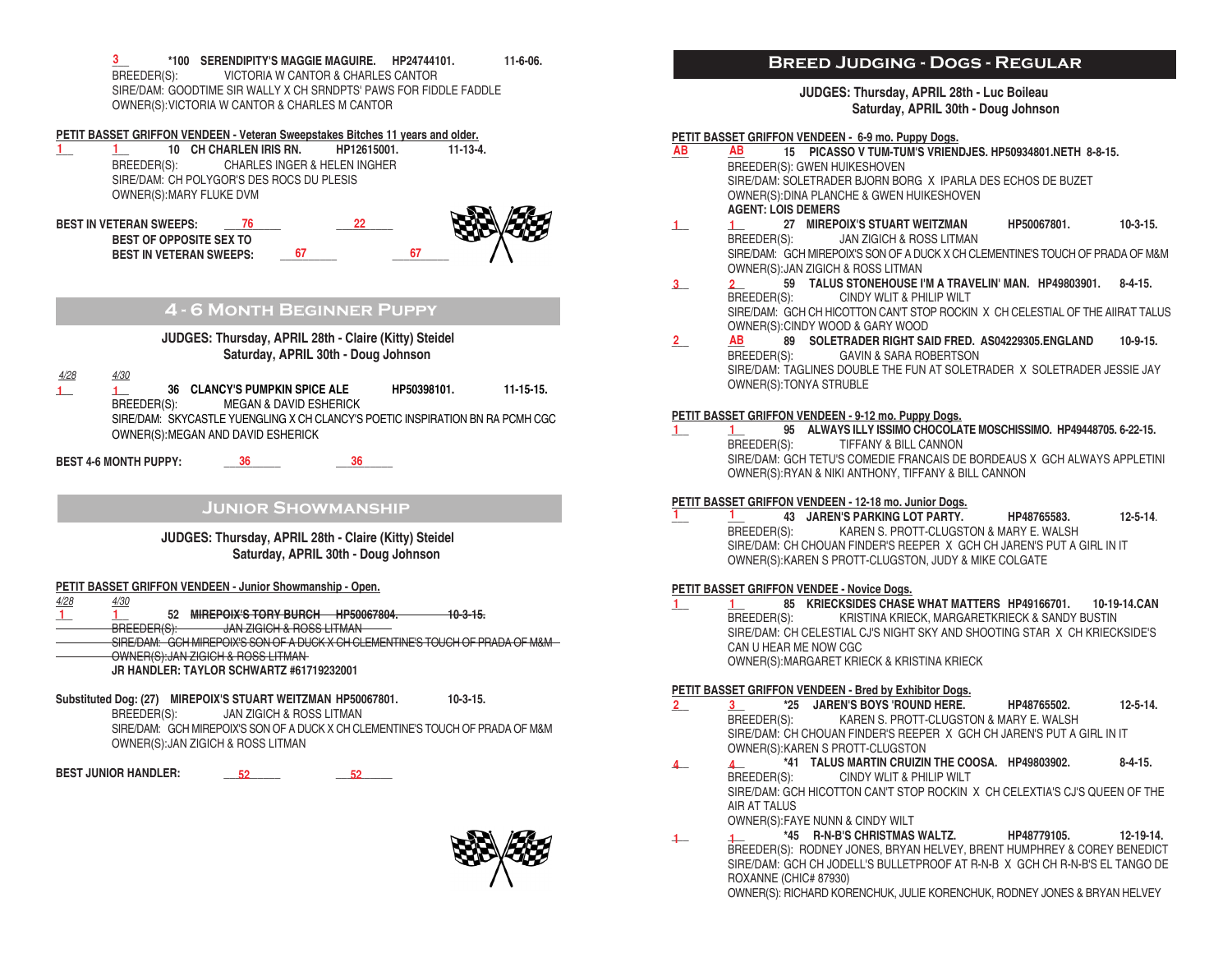3 *100 SERENDIPITY'S MAGGIE MAGUIRE. HP24744101. 11-6-06.
BREEDER(S): VICTORIA W CANTOR & CHARLES CANTOR
SIRE/DAM: GOODTIME SIR WALLY X CH SRNDPTS' PAWS FOR FIDDLE FADDLE
OWNER(S):VICTORIA W CANTOR & CHARLES M CANTOR

**PETIT BASSET GRIFFON VENDEEN - Veteran Sweepstakes Bitches 11 years and older.**

1 1 10 CH CHARLEN IRIS RN. HP12615001. 11-13-4.
BREEDER(S): CHARLES INGER & HELEN INGHER
SIRE/DAM: CH POLYGOR'S DES ROCS DU PLESIS
OWNER(S):MARY FLUKE DVM

**BEST IN VETERAN SWEEPS:** 76 22
**BEST OF OPPOSITE SEX TO BEST IN VETERAN SWEEPS:** 67 67

## 4 - 6 Month Beginner Puppy

**JUDGES: Thursday, APRIL 28th - Claire (Kitty) Steidel**
**Saturday, APRIL 30th - Doug Johnson**

*4/28* *4/30*
1 1 36 CLANCY'S PUMPKIN SPICE ALE HP50398101. 11-15-15.
BREEDER(S): MEGAN & DAVID ESHERICK
SIRE/DAM: SKYCASTLE YUENGLING X CH CLANCY'S POETIC INSPIRATION BN RA PCMH CGC
OWNER(S):MEGAN AND DAVID ESHERICK

**BEST 4-6 MONTH PUPPY:** 36 36

## Junior Showmanship

**JUDGES: Thursday, APRIL 28th - Claire (Kitty) Steidel**
**Saturday, APRIL 30th - Doug Johnson**

**PETIT BASSET GRIFFON VENDEEN - Junior Showmanship - Open.**

*4/28* *4/30*
1 1 52 ~~MIREPOIX'S TORY BURCH HP50067804. 10-3-15.~~
~~BREEDER(S): JAN ZIGICH & ROSS LITMAN~~
~~SIRE/DAM: GCH MIREPOIX'S SON OF A DUCK X CH CLEMENTINE'S TOUCH OF PRADA OF M&M~~
~~OWNER(S):JAN ZIGICH & ROSS LITMAN~~
**JR HANDLER: TAYLOR SCHWARTZ #61719232001**

**Substituted Dog: (27) MIREPOIX'S STUART WEITZMAN HP50067801. 10-3-15.**
BREEDER(S): JAN ZIGICH & ROSS LITMAN
SIRE/DAM: GCH MIREPOIX'S SON OF A DUCK X CH CLEMENTINE'S TOUCH OF PRADA OF M&M
OWNER(S):JAN ZIGICH & ROSS LITMAN

**BEST JUNIOR HANDLER:** 52 52

## Breed Judging - Dogs - Regular

**JUDGES: Thursday, APRIL 28th - Luc Boileau**
**Saturday, APRIL 30th - Doug Johnson**

**PETIT BASSET GRIFFON VENDEEN - 6-9 mo. Puppy Dogs.**

AB AB 15 PICASSO V TUM-TUM'S VRIENDJES. HP50934801.NETH 8-8-15.
BREEDER(S): GWEN HUIKESHOVEN
SIRE/DAM: SOLETRADER BJORN BORG X IPARLA DES ECHOS DE BUZET
OWNER(S):DINA PLANCHE & GWEN HUIKESHOVEN
**AGENT: LOIS DEMERS**

1 1 27 MIREPOIX'S STUART WEITZMAN HP50067801. 10-3-15.
BREEDER(S): JAN ZIGICH & ROSS LITMAN
SIRE/DAM: GCH MIREPOIX'S SON OF A DUCK X CH CLEMENTINE'S TOUCH OF PRADA OF M&M
OWNER(S):JAN ZIGICH & ROSS LITMAN

3 2 59 TALUS STONEHOUSE I'M A TRAVELIN' MAN. HP49803901. 8-4-15.
BREEDER(S): CINDY WLIT & PHILIP WILT
SIRE/DAM: GCH CH HICOTTON CAN'T STOP ROCKIN X CH CELESTIAL OF THE AIIRAT TALUS
OWNER(S):CINDY WOOD & GARY WOOD

2 AB 89 SOLETRADER RIGHT SAID FRED. AS04229305.ENGLAND 10-9-15.
BREEDER(S): GAVIN & SARA ROBERTSON
SIRE/DAM: TAGLINES DOUBLE THE FUN AT SOLETRADER X SOLETRADER JESSIE JAY
OWNER(S):TONYA STRUBLE

**PETIT BASSET GRIFFON VENDEEN - 9-12 mo. Puppy Dogs.**

1 1 95 ALWAYS ILLY ISSIMO CHOCOLATE MOSCHISSIMO. HP49448705. 6-22-15.
BREEDER(S): TIFFANY & BILL CANNON
SIRE/DAM: GCH TETU'S COMEDIE FRANCAIS DE BORDEAUS X GCH ALWAYS APPLETINI
OWNER(S):RYAN & NIKI ANTHONY, TIFFANY & BILL CANNON

**PETIT BASSET GRIFFON VENDEEN - 12-18 mo. Junior Dogs.**

1 1 43 JAREN'S PARKING LOT PARTY. HP48765583. 12-5-14.
BREEDER(S): KAREN S. PROTT-CLUGSTON & MARY E. WALSH
SIRE/DAM: CH CHOUAN FINDER'S REEPER X GCH CH JAREN'S PUT A GIRL IN IT
OWNER(S):KAREN S PROTT-CLUGSTON, JUDY & MIKE COLGATE

**PETIT BASSET GRIFFON VENDEE - Novice Dogs.**

1 1 85 KRIECKSIDES CHASE WHAT MATTERS HP49166701. 10-19-14.CAN
BREEDER(S): KRISTINA KRIECK, MARGARETKRIECK & SANDY BUSTIN
SIRE/DAM: CH CELESTIAL CJ'S NIGHT SKY AND SHOOTING STAR X CH KRIECKSIDE'S CAN U HEAR ME NOW CGC
OWNER(S):MARGARET KRIECK & KRISTINA KRIECK

**PETIT BASSET GRIFFON VENDEEN - Bred by Exhibitor Dogs.**

2 3 *25 JAREN'S BOYS 'ROUND HERE. HP48765502. 12-5-14.
BREEDER(S): KAREN S. PROTT-CLUGSTON & MARY E. WALSH
SIRE/DAM: CH CHOUAN FINDER'S REEPER X GCH CH JAREN'S PUT A GIRL IN IT
OWNER(S):KAREN S PROTT-CLUGSTON

4 4 *41 TALUS MARTIN CRUIZIN THE COOSA. HP49803902. 8-4-15.
BREEDER(S): CINDY WLIT & PHILIP WILT
SIRE/DAM: GCH HICOTTON CAN'T STOP ROCKIN X CH CELEXTIA'S CJ'S QUEEN OF THE AIR AT TALUS
OWNER(S):FAYE NUNN & CINDY WILT

1 1 *45 R-N-B'S CHRISTMAS WALTZ. HP48779105. 12-19-14.
BREEDER(S): RODNEY JONES, BRYAN HELVEY, BRENT HUMPHREY & COREY BENEDICT
SIRE/DAM: GCH CH JODELL'S BULLETPROOF AT R-N-B X GCH CH R-N-B'S EL TANGO DE ROXANNE (CHIC# 87930)
OWNER(S): RICHARD KORENCHUK, JULIE KORENCHUK, RODNEY JONES & BRYAN HELVEY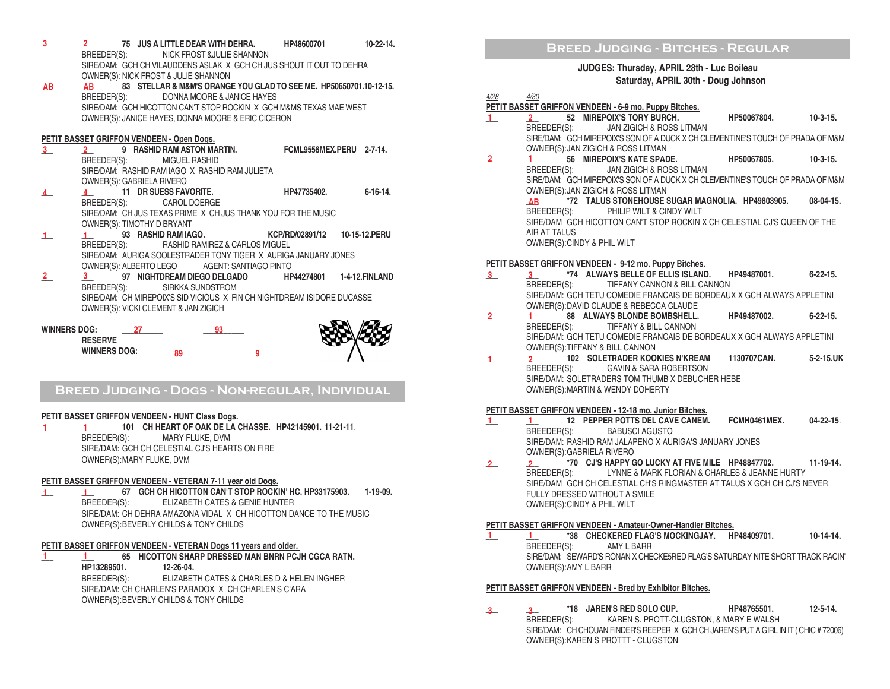3 2 **75 JUS A LITTLE DEAR WITH DEHRA. HP48600701 10-22-14.**
BREEDER(S): NICK FROST &JULIE SHANNON
SIRE/DAM: GCH CH VILAUDDENS ASLAK X GCH CH JUS SHOUT IT OUT TO DEHRA
OWNER(S): NICK FROST & JULIE SHANNON

AB AB **83 STELLAR & M&M'S ORANGE YOU GLAD TO SEE ME. HP50650701.10-12-15.**
BREEDER(S): DONNA MOORE & JANICE HAYES
SIRE/DAM: GCH HICOTTON CAN'T STOP ROCKIN X GCH M&MS TEXAS MAE WEST
OWNER(S): JANICE HAYES, DONNA MOORE & ERIC CICERON

**PETIT BASSET GRIFFON VENDEEN - Open Dogs.**

3 2 **9 RASHID RAM ASTON MARTIN. FCML9556MEX.PERU 2-7-14.**
BREEDER(S): MIGUEL RASHID
SIRE/DAM: RASHID RAM IAGO X RASHID RAM JULIETA
OWNER(S): GABRIELA RIVERO

4 4 **11 DR SUESS FAVORITE. HP47735402. 6-16-14.**
BREEDER(S): CAROL DOERGE
SIRE/DAM: CH JUS TEXAS PRIME X CH JUS THANK YOU FOR THE MUSIC
OWNER(S): TIMOTHY D BRYANT

1 1 **93 RASHID RAM IAGO. KCP/RD/02891/12 10-15-12.PERU**
BREEDER(S): RASHID RAMIREZ & CARLOS MIGUEL
SIRE/DAM: AURIGA SOOLESTRADER TONY TIGER X AURIGA JANUARY JONES
OWNER(S): ALBERTO LEGO AGENT: SANTIAGO PINTO

2 3 **97 NIGHTDREAM DIEGO DELGADO HP44274801 1-4-12.FINLAND**
BREEDER(S): SIRKKA SUNDSTROM
SIRE/DAM: CH MIREPOIX'S SID VICIOUS X FIN CH NIGHTDREAM ISIDORE DUCASSE
OWNER(S): VICKI CLEMENT & JAN ZIGICH

**WINNERS DOG:** 27 93
**RESERVE WINNERS DOG:** 89 9

## Breed Judging - Dogs - Non-regular, Individual

**PETIT BASSET GRIFFON VENDEEN - HUNT Class Dogs.**

1 1 **101 CH HEART OF OAK DE LA CHASSE. HP42145901. 11-21-11.**
BREEDER(S): MARY FLUKE, DVM
SIRE/DAM: GCH CH CELESTIAL CJ'S HEARTS ON FIRE
OWNER(S):MARY FLUKE, DVM

**PETIT BASSET GRIFFON VENDEEN - VETERAN 7-11 year old Dogs.**

1 1 **67 GCH CH HICOTTON CAN'T STOP ROCKIN' HC. HP33175903. 1-19-09.**
BREEDER(S): ELIZABETH CATES & GENIE HUNTER
SIRE/DAM: CH DEHRA AMAZONA VIDAL X CH HICOTTON DANCE TO THE MUSIC
OWNER(S):BEVERLY CHILDS & TONY CHILDS

**PETIT BASSET GRIFFON VENDEEN - VETERAN Dogs 11 years and older.**

1 1 **65 HICOTTON SHARP DRESSED MAN BNRN PCJH CGCA RATN. HP13289501. 12-26-04.**
BREEDER(S): ELIZABETH CATES & CHARLES D & HELEN INGHER
SIRE/DAM: CH CHARLEN'S PARADOX X CH CHARLEN'S C'ARA
OWNER(S):BEVERLY CHILDS & TONY CHILDS

## Breed Judging - Bitches - Regular

**JUDGES: Thursday, APRIL 28th - Luc Boileau**
**Saturday, APRIL 30th - Doug Johnson**

*4/28 4/30*

**PETIT BASSET GRIFFON VENDEEN - 6-9 mo. Puppy Bitches.**

1 2 **52 MIREPOIX'S TORY BURCH. HP50067804. 10-3-15.**
BREEDER(S): JAN ZIGICH & ROSS LITMAN
SIRE/DAM: GCH MIREPOIX'S SON OF A DUCK X CH CLEMENTINE'S TOUCH OF PRADA OF M&M
OWNER(S):JAN ZIGICH & ROSS LITMAN

2 1 **56 MIREPOIX'S KATE SPADE. HP50067805. 10-3-15.**
BREEDER(S): JAN ZIGICH & ROSS LITMAN
SIRE/DAM: GCH MIREPOIX'S SON OF A DUCK X CH CLEMENTINE'S TOUCH OF PRADA OF M&M
OWNER(S):JAN ZIGICH & ROSS LITMAN

AB **\*72 TALUS STONEHOUSE SUGAR MAGNOLIA. HP49803905. 08-04-15.**
BREEDER(S): PHILIP WILT & CINDY WILT
SIRE/DAM GCH HICOTTON CAN'T STOP ROCKIN X CH CELESTIAL CJ'S QUEEN OF THE AIR AT TALUS
OWNER(S):CINDY & PHIL WILT

**PETIT BASSET GRIFFON VENDEEN - 9-12 mo. Puppy Bitches.**

3 3 **\*74 ALWAYS BELLE OF ELLIS ISLAND. HP49487001. 6-22-15.**
BREEDER(S): TIFFANY CANNON & BILL CANNON
SIRE/DAM: GCH TETU COMEDIE FRANCAIS DE BORDEAUX X GCH ALWAYS APPLETINI
OWNER(S):DAVID CLAUDE & REBECCA CLAUDE

2 1 **88 ALWAYS BLONDE BOMBSHELL. HP49487002. 6-22-15.**
BREEDER(S): TIFFANY & BILL CANNON
SIRE/DAM: GCH TETU COMEDIE FRANCAIS DE BORDEAUX X GCH ALWAYS APPLETINI
OWNER(S):TIFFANY & BILL CANNON

1 2 **102 SOLETRADER KOOKIES N'KREAM 1130707CAN. 5-2-15.UK**
BREEDER(S): GAVIN & SARA ROBERTSON
SIRE/DAM: SOLETRADERS TOM THUMB X DEBUCHER HEBE
OWNER(S):MARTIN & WENDY DOHERTY

**PETIT BASSET GRIFFON VENDEEN - 12-18 mo. Junior Bitches.**

1 1 **12 PEPPER POTTS DEL CAVE CANEM. FCMH0461MEX. 04-22-15.**
BREEDER(S): BABUSCI AGUSTO
SIRE/DAM: RASHID RAM JALAPENO X AURIGA'S JANUARY JONES
OWNER(S):GABRIELA RIVERO

2 2 **\*70 CJ'S HAPPY GO LUCKY AT FIVE MILE HP48847702. 11-19-14.**
BREEDER(S): LYNNE & MARK FLORIAN & CHARLES & JEANNE HURTY
SIRE/DAM GCH CH CELESTIAL CH'S RINGMASTER AT TALUS X GCH CH CJ'S NEVER FULLY DRESSED WITHOUT A SMILE
OWNER(S):CINDY & PHIL WILT

**PETIT BASSET GRIFFON VENDEEN - Amateur-Owner-Handler Bitches.**

1 1 **\*38 CHECKERED FLAG'S MOCKINGJAY. HP48409701. 10-14-14.**
BREEDER(S): AMY L BARR
SIRE/DAM: SEWARD'S RONAN X CHECKE5RED FLAG'S SATURDAY NITE SHORT TRACK RACIN'
OWNER(S):AMY L BARR

**PETIT BASSET GRIFFON VENDEEN - Bred by Exhibitor Bitches.**

3 3 **\*18 JAREN'S RED SOLO CUP. HP48765501. 12-5-14.**
BREEDER(S): KAREN S. PROTT-CLUGSTON, & MARY E WALSH
SIRE/DAM: CH CHOUAN FINDER'S REEPER X GCH CH JAREN'S PUT A GIRL IN IT ( CHIC # 72006)
OWNER(S):KAREN S PROTTT - CLUGSTON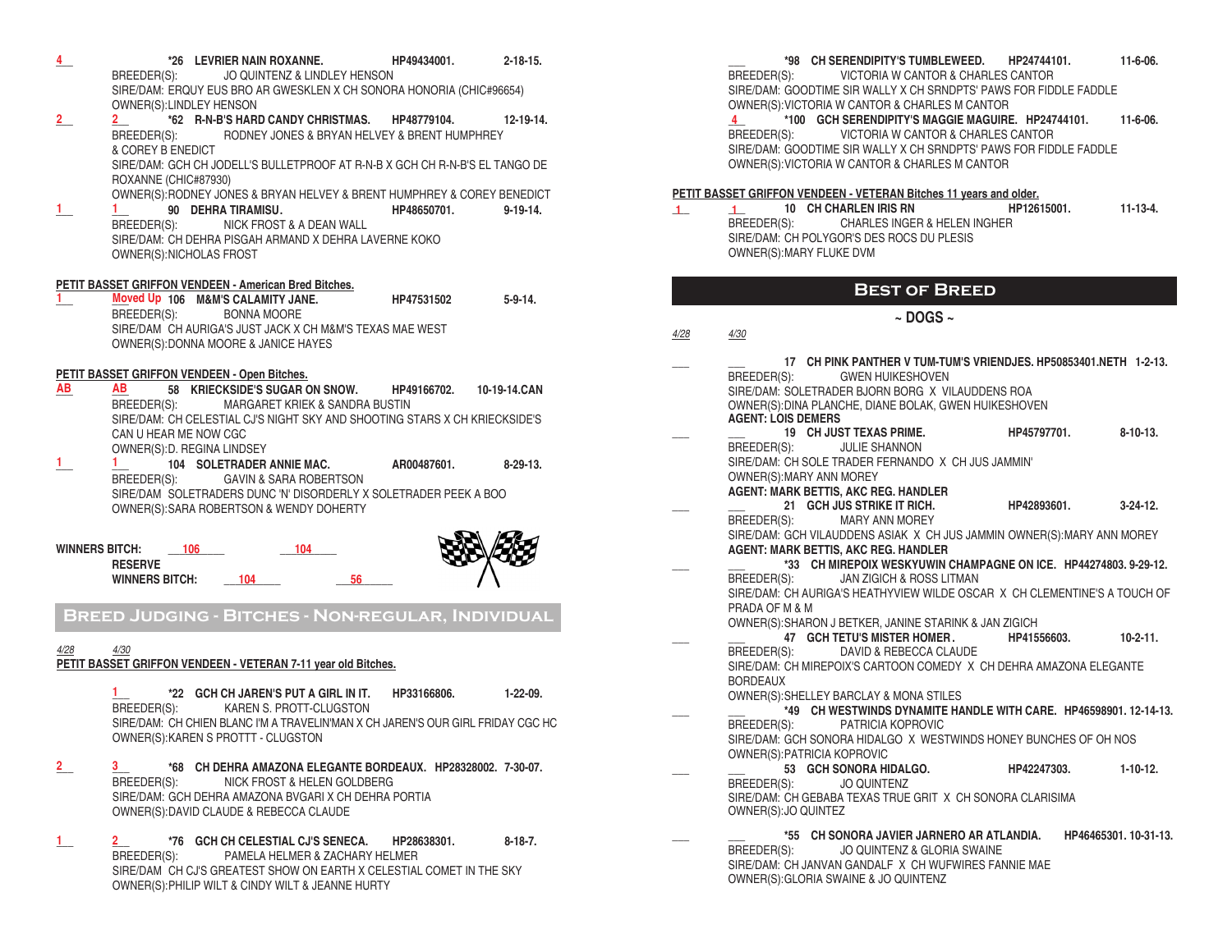4 &nbsp;&nbsp;&nbsp;&nbsp; ___ **\*26 LEVRIER NAIN ROXANNE. HP49434001. 2-18-15.**
BREEDER(S): JO QUINTENZ & LINDLEY HENSON
SIRE/DAM: ERQUY EUS BRO AR GWESKLEN X CH SONORA HONORIA (CHIC#96654)
OWNER(S):LINDLEY HENSON

2 &nbsp;&nbsp;&nbsp;&nbsp; 2 **\*62 R-N-B'S HARD CANDY CHRISTMAS. HP48779104. 12-19-14.**
BREEDER(S): RODNEY JONES & BRYAN HELVEY & BRENT HUMPHREY & COREY B ENEDICT
SIRE/DAM: GCH CH JODELL'S BULLETPROOF AT R-N-B X GCH CH R-N-B'S EL TANGO DE ROXANNE (CHIC#87930)
OWNER(S):RODNEY JONES & BRYAN HELVEY & BRENT HUMPHREY & COREY BENEDICT

1 &nbsp;&nbsp;&nbsp;&nbsp; 1 **90 DEHRA TIRAMISU. HP48650701. 9-19-14.**
BREEDER(S): NICK FROST & A DEAN WALL
SIRE/DAM: CH DEHRA PISGAH ARMAND X DEHRA LAVERNE KOKO
OWNER(S):NICHOLAS FROST

**PETIT BASSET GRIFFON VENDEEN - American Bred Bitches.**

1 &nbsp;&nbsp;&nbsp;&nbsp; Moved Up **106 M&M'S CALAMITY JANE. HP47531502 5-9-14.**
BREEDER(S): BONNA MOORE
SIRE/DAM CH AURIGA'S JUST JACK X CH M&M'S TEXAS MAE WEST
OWNER(S):DONNA MOORE & JANICE HAYES

**PETIT BASSET GRIFFON VENDEEN - Open Bitches.**

AB &nbsp;&nbsp;&nbsp;&nbsp; AB **58 KRIECKSIDE'S SUGAR ON SNOW. HP49166702. 10-19-14.CAN**
BREEDER(S): MARGARET KRIEK & SANDRA BUSTIN
SIRE/DAM: CH CELESTIAL CJ'S NIGHT SKY AND SHOOTING STARS X CH KRIECKSIDE'S CAN U HEAR ME NOW CGC
OWNER(S):D. REGINA LINDSEY

1 &nbsp;&nbsp;&nbsp;&nbsp; 1 **104 SOLETRADER ANNIE MAC. AR00487601. 8-29-13.**
BREEDER(S): GAVIN & SARA ROBERTSON
SIRE/DAM SOLETRADERS DUNC 'N' DISORDERLY X SOLETRADER PEEK A BOO
OWNER(S):SARA ROBERTSON & WENDY DOHERTY

**WINNERS BITCH:** 106 &nbsp;&nbsp;&nbsp; 104

**RESERVE WINNERS BITCH:** 104 &nbsp;&nbsp;&nbsp; 56

## BREED JUDGING - BITCHES - NON-REGULAR, INDIVIDUAL

*4/28* &nbsp;&nbsp; *4/30*

**PETIT BASSET GRIFFON VENDEEN - VETERAN 7-11 year old Bitches.**

___ &nbsp;&nbsp;&nbsp;&nbsp; 1 **\*22 GCH CH JAREN'S PUT A GIRL IN IT. HP33166806. 1-22-09.**
BREEDER(S): KAREN S. PROTT-CLUGSTON
SIRE/DAM: CH CHIEN BLANC I'M A TRAVELIN'MAN X CH JAREN'S OUR GIRL FRIDAY CGC HC
OWNER(S):KAREN S PROTTT - CLUGSTON

2 &nbsp;&nbsp;&nbsp;&nbsp; 3 **\*68 CH DEHRA AMAZONA ELEGANTE BORDEAUX. HP28328002. 7-30-07.**
BREEDER(S): NICK FROST & HELEN GOLDBERG
SIRE/DAM: GCH DEHRA AMAZONA BVGARI X CH DEHRA PORTIA
OWNER(S):DAVID CLAUDE & REBECCA CLAUDE

1 &nbsp;&nbsp;&nbsp;&nbsp; 2 **\*76 GCH CH CELESTIAL CJ'S SENECA. HP28638301. 8-18-7.**
BREEDER(S): PAMELA HELMER & ZACHARY HELMER
SIRE/DAM CH CJ'S GREATEST SHOW ON EARTH X CELESTIAL COMET IN THE SKY
OWNER(S):PHILIP WILT & CINDY WILT & JEANNE HURTY

___ &nbsp;&nbsp;&nbsp;&nbsp; ___ **\*98 CH SERENDIPITY'S TUMBLEWEED. HP24744101. 11-6-06.**
BREEDER(S): VICTORIA W CANTOR & CHARLES CANTOR
SIRE/DAM: GOODTIME SIR WALLY X CH SRNDPTS' PAWS FOR FIDDLE FADDLE
OWNER(S):VICTORIA W CANTOR & CHARLES M CANTOR

___ &nbsp;&nbsp;&nbsp;&nbsp; 4 **\*100 GCH SERENDIPITY'S MAGGIE MAGUIRE. HP24744101. 11-6-06.**
BREEDER(S): VICTORIA W CANTOR & CHARLES CANTOR
SIRE/DAM: GOODTIME SIR WALLY X CH SRNDPTS' PAWS FOR FIDDLE FADDLE
OWNER(S):VICTORIA W CANTOR & CHARLES M CANTOR

**PETIT BASSET GRIFFON VENDEEN - VETERAN Bitches 11 years and older.**

1 &nbsp;&nbsp;&nbsp;&nbsp; 1 **10 CH CHARLEN IRIS RN HP12615001. 11-13-4.**
BREEDER(S): CHARLES INGER & HELEN INGHER
SIRE/DAM: CH POLYGOR'S DES ROCS DU PLESIS
OWNER(S):MARY FLUKE DVM

## BEST OF BREED

### ~ DOGS ~

*4/28* &nbsp;&nbsp; *4/30*

___ &nbsp;&nbsp;&nbsp;&nbsp; ___ **17 CH PINK PANTHER V TUM-TUM'S VRIENDJES. HP50853401.NETH 1-2-13.**
BREEDER(S): GWEN HUIKESHOVEN
SIRE/DAM: SOLETRADER BJORN BORG X VILAUDDENS ROA
OWNER(S):DINA PLANCHE, DIANE BOLAK, GWEN HUIKESHOVEN
**AGENT: LOIS DEMERS**

___ &nbsp;&nbsp;&nbsp;&nbsp; ___ **19 CH JUST TEXAS PRIME. HP45797701. 8-10-13.**
BREEDER(S): JULIE SHANNON
SIRE/DAM: CH SOLE TRADER FERNANDO X CH JUS JAMMIN'
OWNER(S):MARY ANN MOREY
**AGENT: MARK BETTIS, AKC REG. HANDLER**

___ &nbsp;&nbsp;&nbsp;&nbsp; ___ **21 GCH JUS STRIKE IT RICH. HP42893601. 3-24-12.**
BREEDER(S): MARY ANN MOREY
SIRE/DAM: GCH VILAUDDENS ASIAK X CH JUS JAMMIN OWNER(S):MARY ANN MOREY
**AGENT: MARK BETTIS, AKC REG. HANDLER**

___ &nbsp;&nbsp;&nbsp;&nbsp; ___ **\*33 CH MIREPOIX WESKYUWIN CHAMPAGNE ON ICE. HP44274803. 9-29-12.**
BREEDER(S): JAN ZIGICH & ROSS LITMAN
SIRE/DAM: CH AURIGA'S HEATHYVIEW WILDE OSCAR X CH CLEMENTINE'S A TOUCH OF PRADA OF M & M
OWNER(S):SHARON J BETKER, JANINE STARINK & JAN ZIGICH

___ &nbsp;&nbsp;&nbsp;&nbsp; ___ **47 GCH TETU'S MISTER HOMER. HP41556603. 10-2-11.**
BREEDER(S): DAVID & REBECCA CLAUDE
SIRE/DAM: CH MIREPOIX'S CARTOON COMEDY X CH DEHRA AMAZONA ELEGANTE BORDEAUX
OWNER(S):SHELLEY BARCLAY & MONA STILES

___ &nbsp;&nbsp;&nbsp;&nbsp; ___ **\*49 CH WESTWINDS DYNAMITE HANDLE WITH CARE. HP46598901. 12-14-13.**
BREEDER(S): PATRICIA KOPROVIC
SIRE/DAM: GCH SONORA HIDALGO X WESTWINDS HONEY BUNCHES OF OH NOS
OWNER(S):PATRICIA KOPROVIC

___ &nbsp;&nbsp;&nbsp;&nbsp; ___ **53 GCH SONORA HIDALGO. HP42247303. 1-10-12.**
BREEDER(S): JO QUINTENZ
SIRE/DAM: CH GEBABA TEXAS TRUE GRIT X CH SONORA CLARISIMA
OWNER(S):JO QUINTENZ

___ &nbsp;&nbsp;&nbsp;&nbsp; ___ **\*55 CH SONORA JAVIER JARNERO AR ATLANDIA. HP46465301. 10-31-13.**
BREEDER(S): JO QUINTENZ & GLORIA SWAINE
SIRE/DAM: CH JANVAN GANDALF X CH WUFWIRES FANNIE MAE
OWNER(S):GLORIA SWAINE & JO QUINTENZ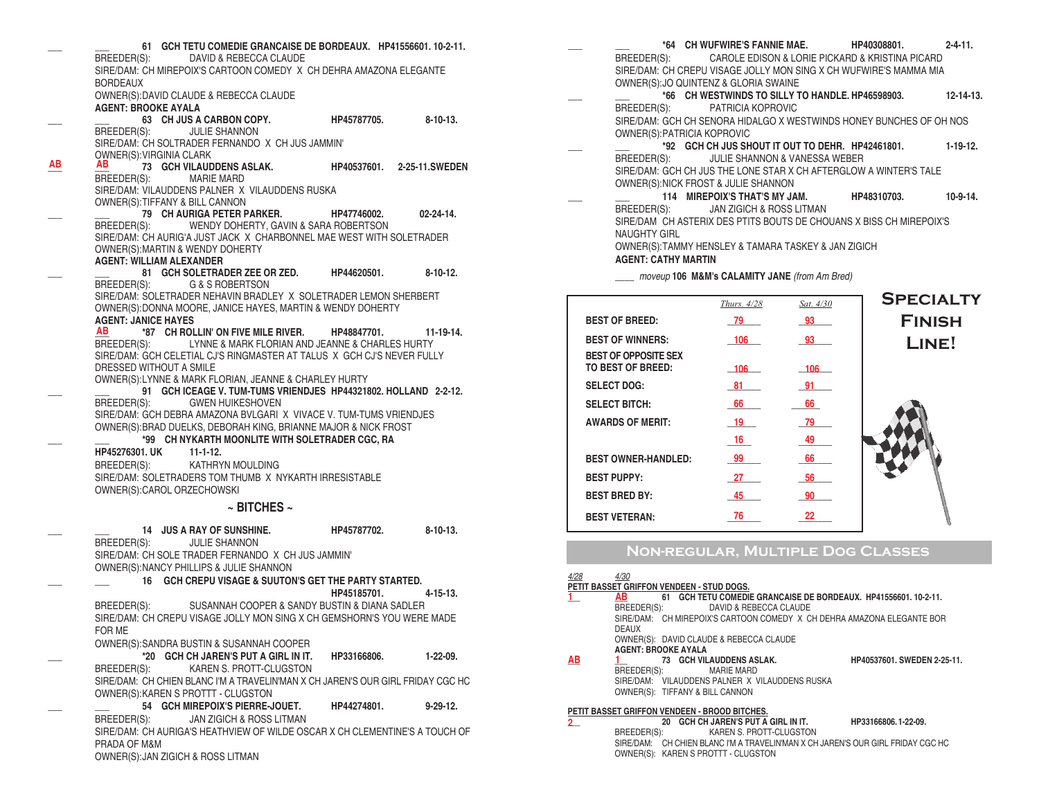___ ___ 61 GCH TETU COMEDIE GRANCAISE DE BORDEAUX. HP41556601. 10-2-11.
BREEDER(S): DAVID & REBECCA CLAUDE
SIRE/DAM: CH MIREPOIX'S CARTOON COMEDY X CH DEHRA AMAZONA ELEGANTE BORDEAUX
OWNER(S):DAVID CLAUDE & REBECCA CLAUDE
**AGENT: BROOKE AYALA**

___ ___ 63 CH JUS A CARBON COPY. HP45787705. 8-10-13.
BREEDER(S): JULIE SHANNON
SIRE/DAM: CH SOLTRADER FERNANDO X CH JUS JAMMIN'
OWNER(S):VIRGINIA CLARK

AB AB 73 GCH VILAUDDENS ASLAK. HP40537601. 2-25-11.SWEDEN
BREEDER(S): MARIE MARD
SIRE/DAM: VILAUDDENS PALNER X VILAUDDENS RUSKA
OWNER(S):TIFFANY & BILL CANNON

___ ___ 79 CH AURIGA PETER PARKER. HP47746002. 02-24-14.
BREEDER(S): WENDY DOHERTY, GAVIN & SARA ROBERTSON
SIRE/DAM: CH AURIG'A JUST JACK X CHARBONNEL MAE WEST WITH SOLETRADER
OWNER(S):MARTIN & WENDY DOHERTY
**AGENT: WILLIAM ALEXANDER**

___ ___ 81 GCH SOLETRADER ZEE OR ZED. HP44620501. 8-10-12.
BREEDER(S): G & S ROBERTSON
SIRE/DAM: SOLETRADER NEHAVIN BRADLEY X SOLETRADER LEMON SHERBERT
OWNER(S):DONNA MOORE, JANICE HAYES, MARTIN & WENDY DOHERTY
**AGENT: JANICE HAYES**

AB *87 CH ROLLIN' ON FIVE MILE RIVER. HP48847701. 11-19-14.
BREEDER(S): LYNNE & MARK FLORIAN AND JEANNE & CHARLES HURTY
SIRE/DAM: GCH CELETIAL CJ'S RINGMASTER AT TALUS X GCH CJ'S NEVER FULLY DRESSED WITHOUT A SMILE
OWNER(S):LYNNE & MARK FLORIAN, JEANNE & CHARLEY HURTY

___ ___ 91 GCH ICEAGE V. TUM-TUMS VRIENDJES HP44321802. HOLLAND 2-2-12.
BREEDER(S): GWEN HUIKESHOVEN
SIRE/DAM: GCH DEBRA AMAZONA BVLGARI X VIVACE V. TUM-TUMS VRIENDJES
OWNER(S):BRAD DUELKS, DEBORAH KING, BRIANNE MAJOR & NICK FROST

___ ___ *99 CH NYKARTH MOONLITE WITH SOLETRADER CGC, RA
HP45276301. UK 11-1-12.
BREEDER(S): KATHRYN MOULDING
SIRE/DAM: SOLETRADERS TOM THUMB X NYKARTH IRRESISTABLE
OWNER(S):CAROL ORZECHOWSKI

## ~ BITCHES ~

___ ___ 14 JUS A RAY OF SUNSHINE. HP45787702. 8-10-13.
BREEDER(S): JULIE SHANNON
SIRE/DAM: CH SOLE TRADER FERNANDO X CH JUS JAMMIN'
OWNER(S):NANCY PHILLIPS & JULIE SHANNON

___ ___ 16 GCH CREPU VISAGE & SUUTON'S GET THE PARTY STARTED. HP45185701. 4-15-13.
BREEDER(S): SUSANNAH COOPER & SANDY BUSTIN & DIANA SADLER
SIRE/DAM: CH CREPU VISAGE JOLLY MON SING X CH GEMSHORN'S YOU WERE MADE FOR ME
OWNER(S):SANDRA BUSTIN & SUSANNAH COOPER

___ ___ *20 GCH CH JAREN'S PUT A GIRL IN IT. HP33166806. 1-22-09.
BREEDER(S): KAREN S. PROTT-CLUGSTON
SIRE/DAM: CH CHIEN BLANC I'M A TRAVELIN'MAN X CH JAREN'S OUR GIRL FRIDAY CGC HC
OWNER(S):KAREN S PROTTT - CLUGSTON

___ ___ 54 GCH MIREPOIX'S PIERRE-JOUET. HP44274801. 9-29-12.
BREEDER(S): JAN ZIGICH & ROSS LITMAN
SIRE/DAM: CH AURIGA'S HEATHVIEW OF WILDE OSCAR X CH CLEMENTINE'S A TOUCH OF PRADA OF M&M
OWNER(S):JAN ZIGICH & ROSS LITMAN

___ ___ *64 CH WUFWIRE'S FANNIE MAE. HP40308801. 2-4-11.
BREEDER(S): CAROLE EDISON & LORIE PICKARD & KRISTINA PICARD
SIRE/DAM: CH CREPU VISAGE JOLLY MON SING X CH WUFWIRE'S MAMMA MIA
OWNER(S):JO QUINTENZ & GLORIA SWAINE

___ ___ *66 CH WESTWINDS TO SILLY TO HANDLE. HP46598903. 12-14-13.
BREEDER(S): PATRICIA KOPROVIC
SIRE/DAM: GCH CH SENORA HIDALGO X WESTWINDS HONEY BUNCHES OF OH NOS
OWNER(S):PATRICIA KOPROVIC

___ ___ *92 GCH CH JUS SHOUT IT OUT TO DEHR. HP42461801. 1-19-12.
BREEDER(S): JULIE SHANNON & VANESSA WEBER
SIRE/DAM: GCH CH JUS THE LONE STAR X CH AFTERGLOW A WINTER'S TALE
OWNER(S):NICK FROST & JULIE SHANNON

___ ___ 114 MIREPOIX'S THAT'S MY JAM. HP48310703. 10-9-14.
BREEDER(S): JAN ZIGICH & ROSS LITMAN
SIRE/DAM CH ASTERIX DES PTITS BOUTS DE CHOUANS X BISS CH MIREPOIX'S NAUGHTY GIRL
OWNER(S):TAMMY HENSLEY & TAMARA TASKEY & JAN ZIGICH
**AGENT: CATHY MARTIN**

____ *moveup* **106 M&M's CALAMITY JANE** *(from Am Bred)*

## Specialty Finish Line!

| | Thurs. 4/28 | Sat. 4/30 |
|---|---|---|
| BEST OF BREED: | 79 | 93 |
| BEST OF WINNERS: | 106 | 93 |
| BEST OF OPPOSITE SEX TO BEST OF BREED: | 106 | 106 |
| SELECT DOG: | 81 | 91 |
| SELECT BITCH: | 66 | 66 |
| AWARDS OF MERIT: | 19 | 79 |
| | 16 | 49 |
| BEST OWNER-HANDLED: | 99 | 66 |
| BEST PUPPY: | 27 | 56 |
| BEST BRED BY: | 45 | 90 |
| BEST VETERAN: | 76 | 22 |

## Non-regular, Multiple Dog Classes

4/28 4/30

**PETIT BASSET GRIFFON VENDEEN - STUD DOGS.**

1 AB 61 GCH TETU COMEDIE GRANCAISE DE BORDEAUX. HP41556601. 10-2-11.
BREEDER(S): DAVID & REBECCA CLAUDE
SIRE/DAM: CH MIREPOIX'S CARTOON COMEDY X CH DEHRA AMAZONA ELEGANTE BORDEAUX
OWNER(S): DAVID CLAUDE & REBECCA CLAUDE
**AGENT: BROOKE AYALA**

AB 1 73 GCH VILAUDDENS ASLAK. HP40537601. SWEDEN 2-25-11.
BREEDER(S): MARIE MARD
SIRE/DAM: VILAUDDENS PALNER X VILAUDDENS RUSKA
OWNER(S): TIFFANY & BILL CANNON

**PETIT BASSET GRIFFON VENDEEN - BROOD BITCHES.**

2 20 GCH CH JAREN'S PUT A GIRL IN IT. HP33166806. 1-22-09.
BREEDER(S): KAREN S. PROTT-CLUGSTON
SIRE/DAM: CH CHIEN BLANC I'M A TRAVELIN'MAN X CH JAREN'S OUR GIRL FRIDAY CGC HC
OWNER(S): KAREN S PROTTT - CLUGSTON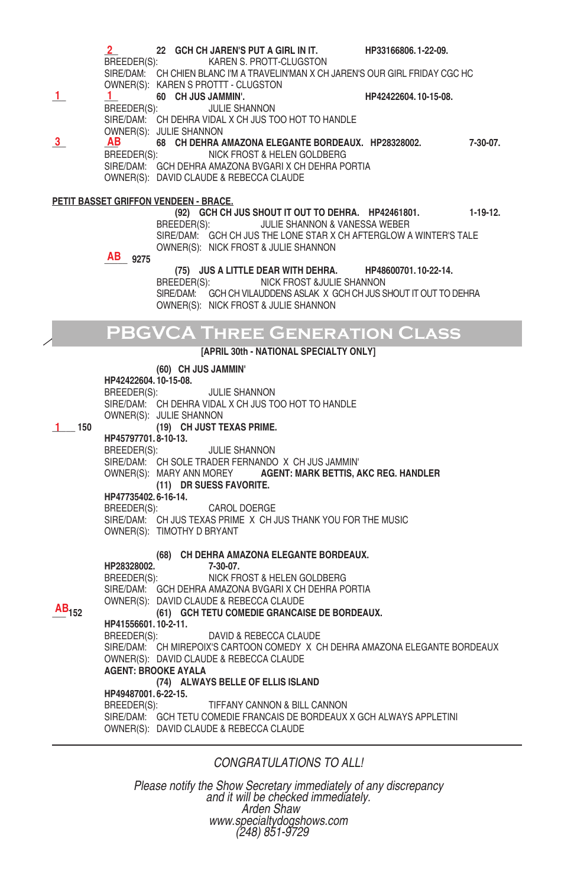2 22 **GCH CH JAREN'S PUT A GIRL IN IT.** **HP33166806. 1-22-09.**
BREEDER(S): KAREN S. PROTT-CLUGSTON
SIRE/DAM: CH CHIEN BLANC I'M A TRAVELIN'MAN X CH JAREN'S OUR GIRL FRIDAY CGC HC
OWNER(S): KAREN S PROTT - CLUGSTON

1 1 60 **CH JUS JAMMIN'.** **HP42422604. 10-15-08.**
BREEDER(S): JULIE SHANNON
SIRE/DAM: CH DEHRA VIDAL X CH JUS TOO HOT TO HANDLE
OWNER(S): JULIE SHANNON

3 AB 68 **CH DEHRA AMAZONA ELEGANTE BORDEAUX.** **HP28328002.** **7-30-07.**
BREEDER(S): NICK FROST & HELEN GOLDBERG
SIRE/DAM: GCH DEHRA AMAZONA BVGARI X CH DEHRA PORTIA
OWNER(S): DAVID CLAUDE & REBECCA CLAUDE

**PETIT BASSET GRIFFON VENDEEN - BRACE.**

(92) **GCH CH JUS SHOUT IT OUT TO DEHRA.** **HP42461801.** **1-19-12.**
BREEDER(S): JULIE SHANNON & VANESSA WEBER
SIRE/DAM: GCH CH JUS THE LONE STAR X CH AFTERGLOW A WINTER'S TALE
OWNER(S): NICK FROST & JULIE SHANNON

AB 9275

(75) **JUS A LITTLE DEAR WITH DEHRA.** **HP48600701. 10-22-14.**
BREEDER(S): NICK FROST &JULIE SHANNON
SIRE/DAM: GCH CH VILAUDDENS ASLAK X GCH CH JUS SHOUT IT OUT TO DEHRA
OWNER(S): NICK FROST & JULIE SHANNON

# PBGVCA Three Generation Class

**[APRIL 30th - NATIONAL SPECIALTY ONLY]**

(60) **CH JUS JAMMIN'**
**HP42422604. 10-15-08.**
BREEDER(S): JULIE SHANNON
SIRE/DAM: CH DEHRA VIDAL X CH JUS TOO HOT TO HANDLE
OWNER(S): JULIE SHANNON

1 150

(19) **CH JUST TEXAS PRIME.**
**HP45797701. 8-10-13.**
BREEDER(S): JULIE SHANNON
SIRE/DAM: CH SOLE TRADER FERNANDO X CH JUS JAMMIN'
OWNER(S): MARY ANN MOREY **AGENT: MARK BETTIS, AKC REG. HANDLER**

(11) **DR SUESS FAVORITE.**
**HP47735402. 6-16-14.**
BREEDER(S): CAROL DOERGE
SIRE/DAM: CH JUS TEXAS PRIME X CH JUS THANK YOU FOR THE MUSIC
OWNER(S): TIMOTHY D BRYANT

(68) **CH DEHRA AMAZONA ELEGANTE BORDEAUX.**
**HP28328002.** **7-30-07.**
BREEDER(S): NICK FROST & HELEN GOLDBERG
SIRE/DAM: GCH DEHRA AMAZONA BVGARI X CH DEHRA PORTIA
OWNER(S): DAVID CLAUDE & REBECCA CLAUDE

AB 152

(61) **GCH TETU COMEDIE GRANCAISE DE BORDEAUX.**
**HP41556601. 10-2-11.**
BREEDER(S): DAVID & REBECCA CLAUDE
SIRE/DAM: CH MIREPOIX'S CARTOON COMEDY X CH DEHRA AMAZONA ELEGANTE BORDEAUX
OWNER(S): DAVID CLAUDE & REBECCA CLAUDE
**AGENT: BROOKE AYALA**

(74) **ALWAYS BELLE OF ELLIS ISLAND**
**HP49487001. 6-22-15.**
BREEDER(S): TIFFANY CANNON & BILL CANNON
SIRE/DAM: GCH TETU COMEDIE FRANCAIS DE BORDEAUX X GCH ALWAYS APPLETINI
OWNER(S): DAVID CLAUDE & REBECCA CLAUDE

---

*CONGRATULATIONS TO ALL!*

*Please notify the Show Secretary immediately of any discrepancy and it will be checked immediately.*
*Arden Shaw*
*www.specialtydogshows.com*
*(248) 851-9729*